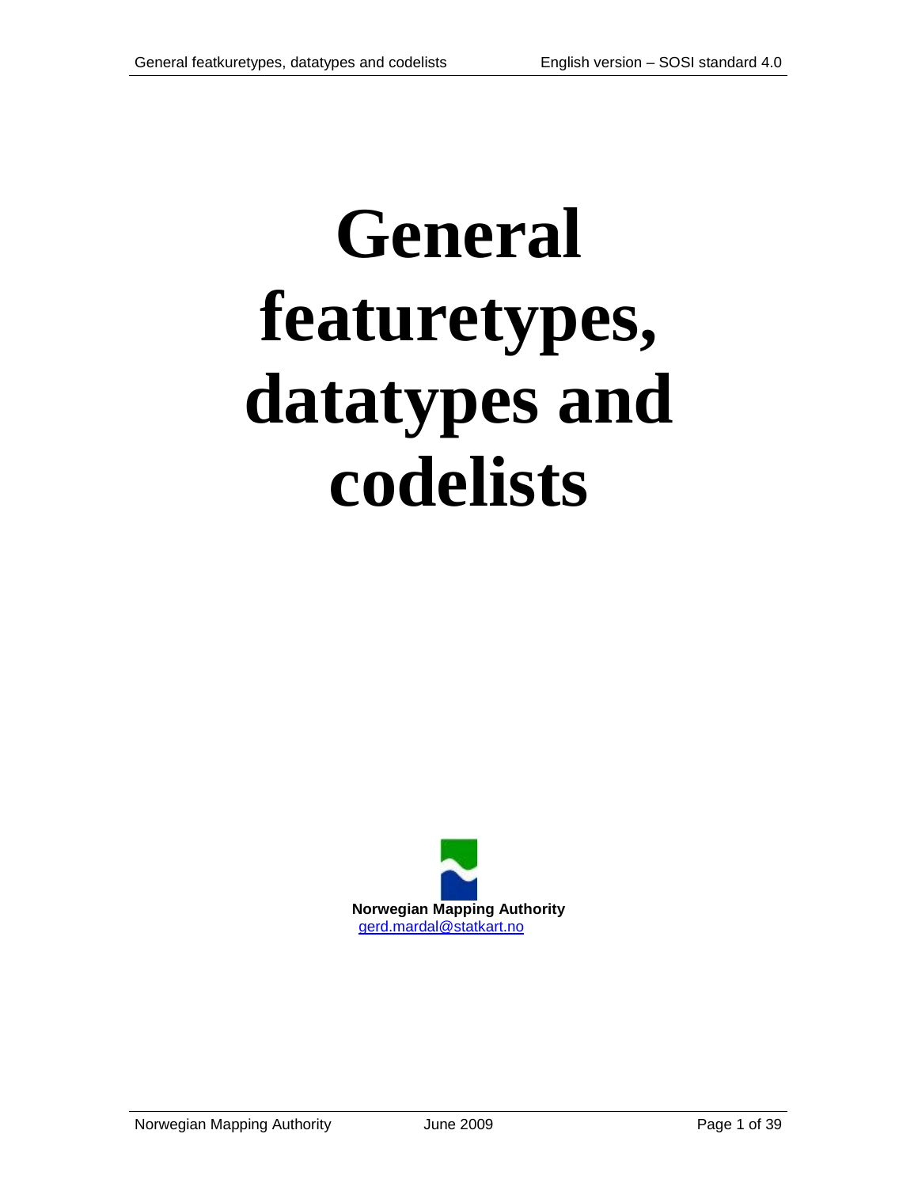# General featuretypes, datatypes and codelists

**Norwegian Mapping Authority**
gerd.mardal@statkart.no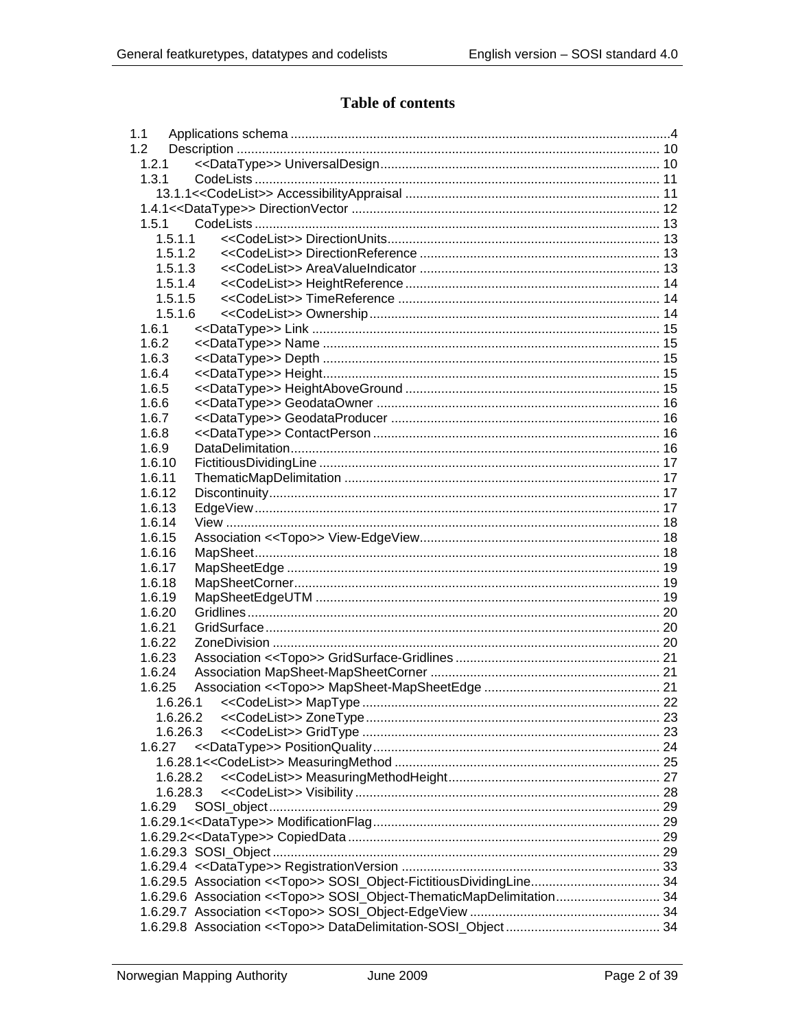# Table of contents

1.1 Applications schema .....4
1.2 Description ..... 10
1.2.1 <<DataType>> UniversalDesign..... 10
1.3.1 CodeLists ..... 11
13.1.1<<CodeList>> AccessibilityAppraisal ..... 11
1.4.1<<DataType>> DirectionVector ..... 12
1.5.1 CodeLists ..... 13
1.5.1.1 <<CodeList>> DirectionUnits..... 13
1.5.1.2 <<CodeList>> DirectionReference ..... 13
1.5.1.3 <<CodeList>> AreaValueIndicator ..... 13
1.5.1.4 <<CodeList>> HeightReference..... 14
1.5.1.5 <<CodeList>> TimeReference ..... 14
1.5.1.6 <<CodeList>> Ownership..... 14
1.6.1 <<DataType>> Link ..... 15
1.6.2 <<DataType>> Name ..... 15
1.6.3 <<DataType>> Depth ..... 15
1.6.4 <<DataType>> Height..... 15
1.6.5 <<DataType>> HeightAboveGround ..... 15
1.6.6 <<DataType>> GeodataOwner ..... 16
1.6.7 <<DataType>> GeodataProducer ..... 16
1.6.8 <<DataType>> ContactPerson ..... 16
1.6.9 DataDelimitation..... 16
1.6.10 FictitiousDividingLine ..... 17
1.6.11 ThematicMapDelimitation ..... 17
1.6.12 Discontinuity..... 17
1.6.13 EdgeView..... 17
1.6.14 View ..... 18
1.6.15 Association <<Topo>> View-EdgeView..... 18
1.6.16 MapSheet..... 18
1.6.17 MapSheetEdge ..... 19
1.6.18 MapSheetCorner..... 19
1.6.19 MapSheetEdgeUTM ..... 19
1.6.20 Gridlines..... 20
1.6.21 GridSurface..... 20
1.6.22 ZoneDivision ..... 20
1.6.23 Association <<Topo>> GridSurface-Gridlines ..... 21
1.6.24 Association MapSheet-MapSheetCorner ..... 21
1.6.25 Association <<Topo>> MapSheet-MapSheetEdge ..... 21
1.6.26.1 <<CodeList>> MapType ..... 22
1.6.26.2 <<CodeList>> ZoneType..... 23
1.6.26.3 <<CodeList>> GridType ..... 23
1.6.27 <<DataType>> PositionQuality..... 24
1.6.28.1<<CodeList>> MeasuringMethod ..... 25
1.6.28.2 <<CodeList>> MeasuringMethodHeight..... 27
1.6.28.3 <<CodeList>> Visibility..... 28
1.6.29 SOSI_object..... 29
1.6.29.1<<DataType>> ModificationFlag..... 29
1.6.29.2<<DataType>> CopiedData..... 29
1.6.29.3 SOSI_Object..... 29
1.6.29.4 <<DataType>> RegistrationVersion ..... 33
1.6.29.5 Association <<Topo>> SOSI_Object-FictitiousDividingLine..... 34
1.6.29.6 Association <<Topo>> SOSI_Object-ThematicMapDelimitation..... 34
1.6.29.7 Association <<Topo>> SOSI_Object-EdgeView ..... 34
1.6.29.8 Association <<Topo>> DataDelimitation-SOSI_Object ..... 34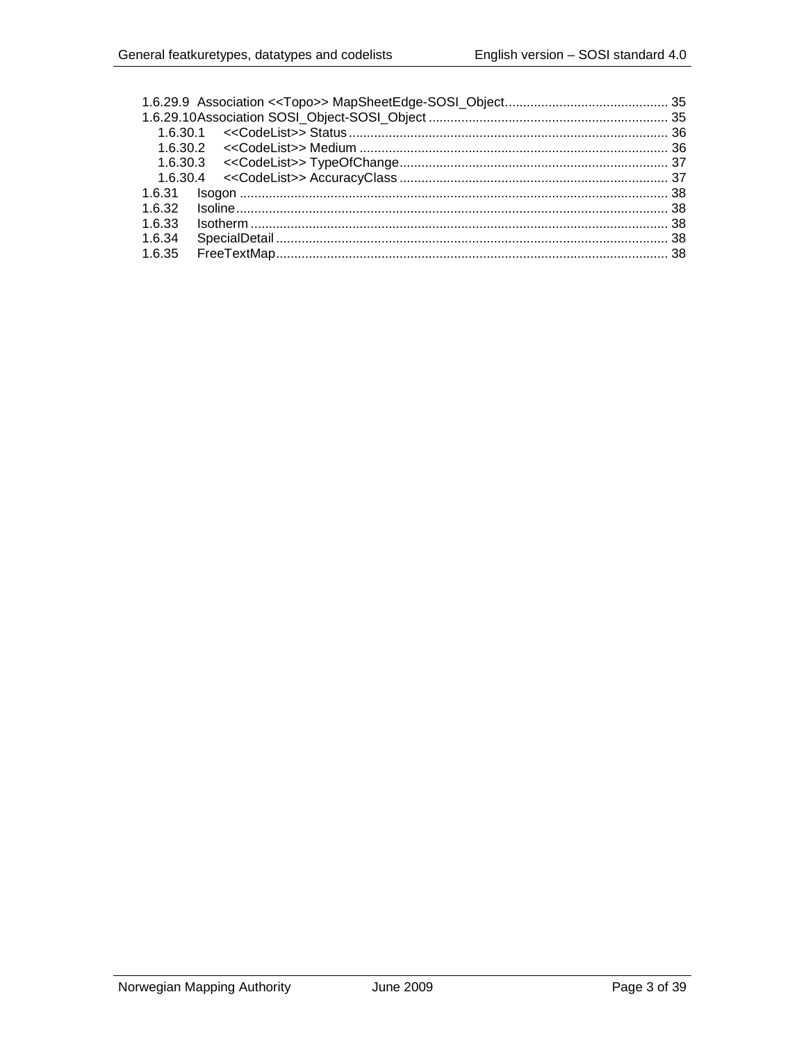1.6.29.9 Association <<Topo>> MapSheetEdge-SOSI_Object ............................................ 35
1.6.29.10 Association SOSI_Object-SOSI_Object ................................................................ 35
1.6.30.1 <<CodeList>> Status ....................................................................................... 36
1.6.30.2 <<CodeList>> Medium .................................................................................... 36
1.6.30.3 <<CodeList>> TypeOfChange ......................................................................... 37
1.6.30.4 <<CodeList>> AccuracyClass ......................................................................... 37
1.6.31 Isogon ..................................................................................................................... 38
1.6.32 Isoline ...................................................................................................................... 38
1.6.33 Isotherm .................................................................................................................. 38
1.6.34 SpecialDetail ........................................................................................................... 38
1.6.35 FreeTextMap ........................................................................................................... 38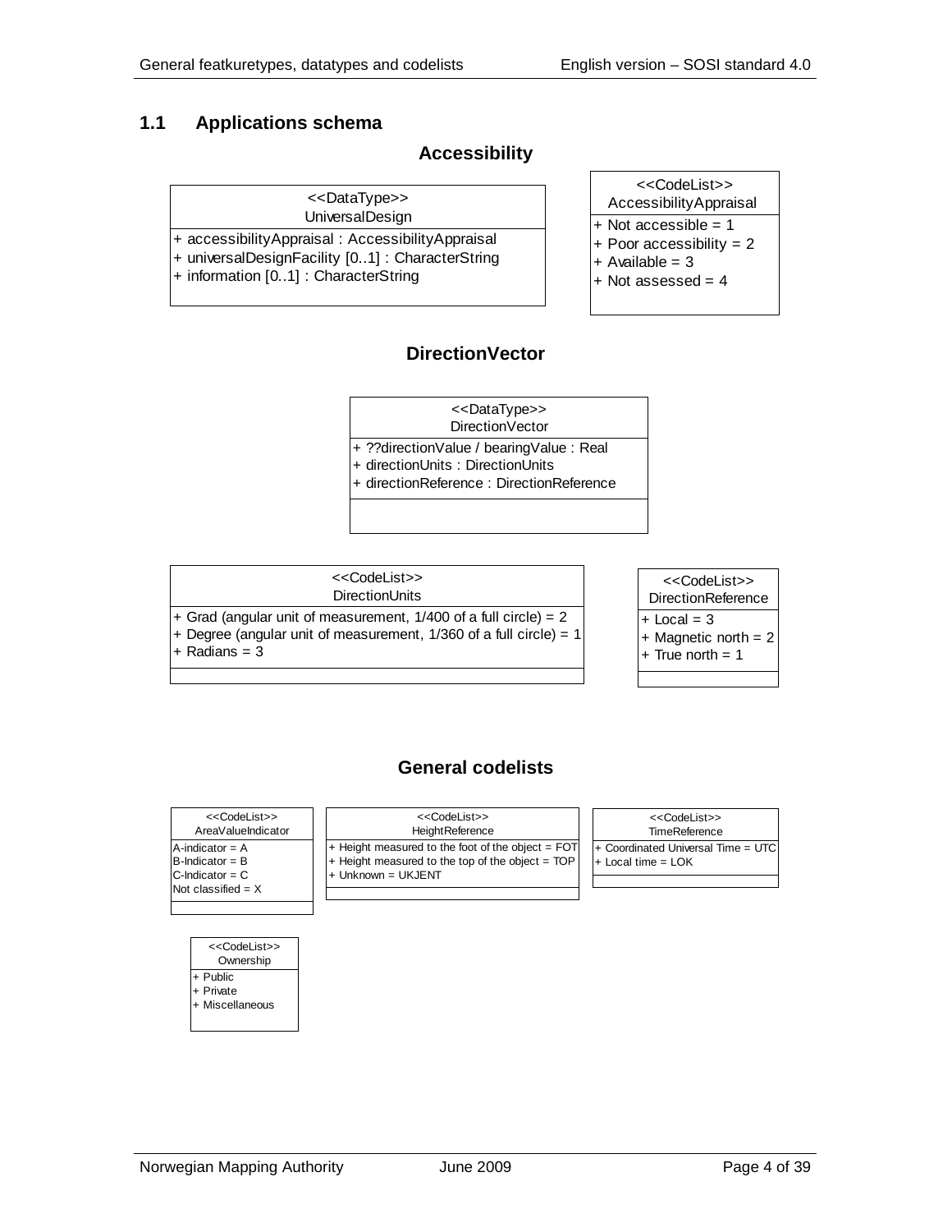## 1.1 Applications schema

### Accessibility

| <<DataType>> UniversalDesign |
| --- |
| + accessibilityAppraisal : AccessibilityAppraisal |
| + universalDesignFacility [0..1] : CharacterString |
| + information [0..1] : CharacterString |

| <<CodeList>> AccessibilityAppraisal |
| --- |
| + Not accessible = 1 |
| + Poor accessibility = 2 |
| + Available = 3 |
| + Not assessed = 4 |

### DirectionVector

| <<DataType>> DirectionVector |
| --- |
| + ??directionValue / bearingValue : Real |
| + directionUnits : DirectionUnits |
| + directionReference : DirectionReference |

| <<CodeList>> DirectionUnits |
| --- |
| + Grad (angular unit of measurement, 1/400 of a full circle) = 2 |
| + Degree (angular unit of measurement, 1/360 of a full circle) = 1 |
| + Radians = 3 |

| <<CodeList>> DirectionReference |
| --- |
| + Local = 3 |
| + Magnetic north = 2 |
| + True north = 1 |

### General codelists

| <<CodeList>> AreaValueIndicator |
| --- |
| A-indicator = A |
| B-Indicator = B |
| C-Indicator = C |
| Not classified = X |

| <<CodeList>> HeightReference |
| --- |
| + Height measured to the foot of the object = FOT |
| + Height measured to the top of the object = TOP |
| + Unknown = UKJENT |

| <<CodeList>> TimeReference |
| --- |
| + Coordinated Universal Time = UTC |
| + Local time = LOK |

| <<CodeList>> Ownership |
| --- |
| + Public |
| + Private |
| + Miscellaneous |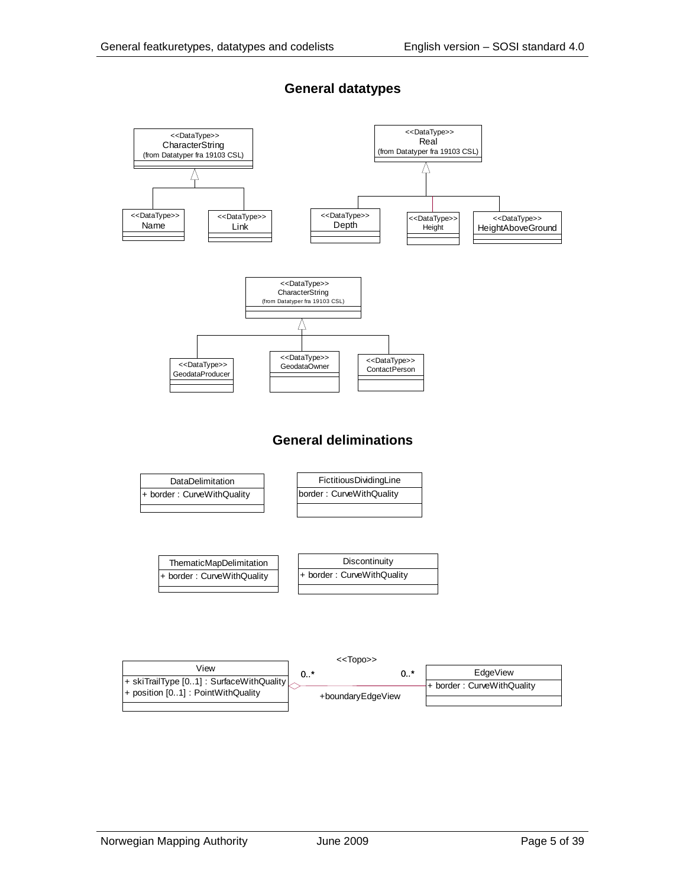## General datatypes

<<DataType>>
CharacterString
(from Datatyper fra 19103 CSL)

<<DataType>>
Name

<<DataType>>
Link

<<DataType>>
Real
(from Datatyper fra 19103 CSL)

<<DataType>>
Depth

<<DataType>>
Height

<<DataType>>
HeightAboveGround

<<DataType>>
CharacterString
(from Datatyper fra 19103 CSL)

<<DataType>>
GeodataProducer

<<DataType>>
GeodataOwner

<<DataType>>
ContactPerson

## General deliminations

DataDelimitation
+ border : CurveWithQuality

FictitiousDividingLine
border : CurveWithQuality

ThematicMapDelimitation
+ border : CurveWithQuality

Discontinuity
+ border : CurveWithQuality

View
+ skiTrailType [0..1] : SurfaceWithQuality
+ position [0..1] : PointWithQuality

<<Topo>>
0..* 0..*
+boundaryEdgeView

EdgeView
+ border : CurveWithQuality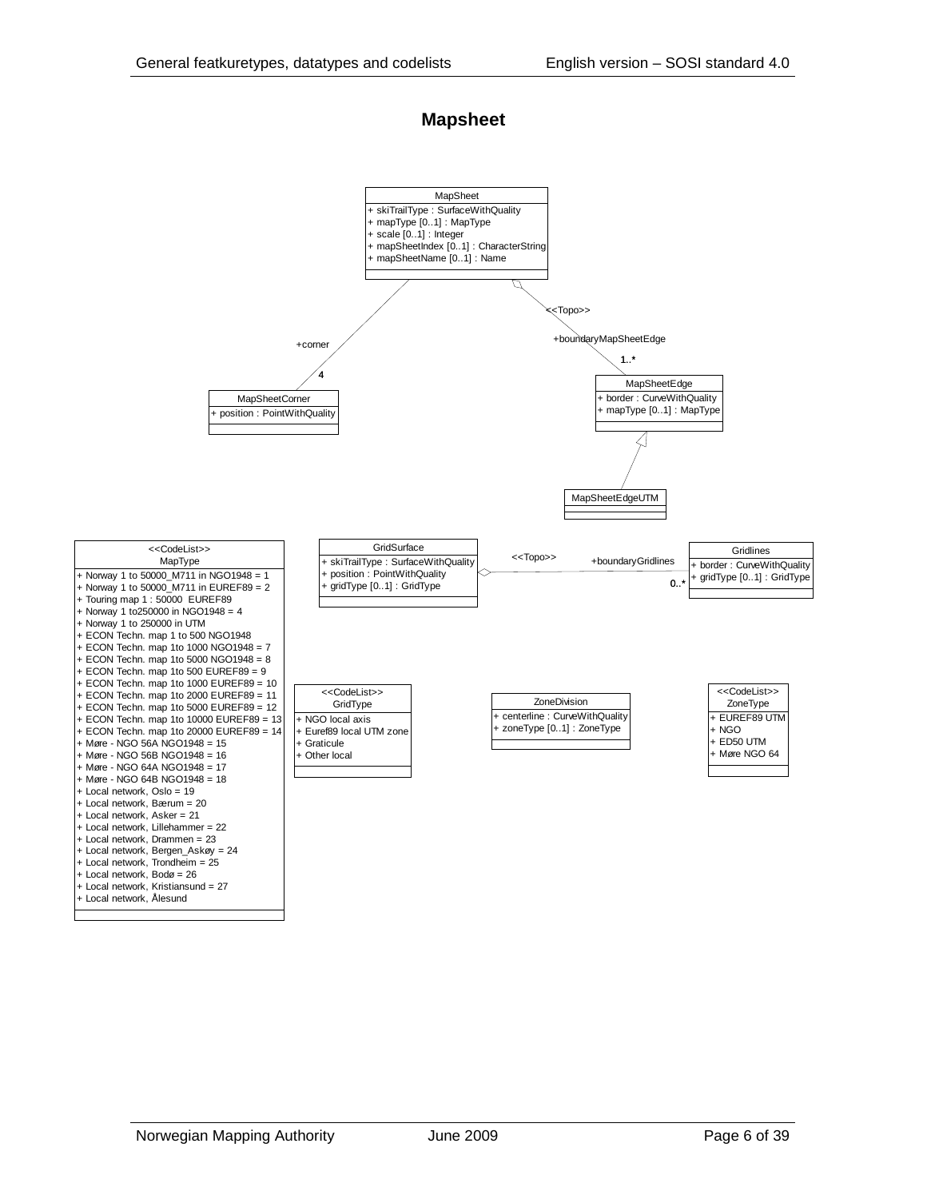# Mapsheet

**MapSheet**
- + skiTrailType : SurfaceWithQuality
- + mapType [0..1] : MapType
- + scale [0..1] : Integer
- + mapSheetIndex [0..1] : CharacterString
- + mapSheetName [0..1] : Name

+corner 4

<<Topo>> +boundaryMapSheetEdge 1..*

**MapSheetCorner**
- + position : PointWithQuality

**MapSheetEdge**
- + border : CurveWithQuality
- + mapType [0..1] : MapType

**MapSheetEdgeUTM**

**<<CodeList>> MapType**
- + Norway 1 to 50000_M711 in NGO1948 = 1
- + Norway 1 to 50000_M711 in EUREF89 = 2
- + Touring map 1 : 50000  EUREF89
- + Norway 1 to250000 in NGO1948 = 4
- + Norway 1 to 250000 in UTM
- + ECON Techn. map 1 to 500 NGO1948
- + ECON Techn. map 1to 1000 NGO1948 = 7
- + ECON Techn. map 1to 5000 NGO1948 = 8
- + ECON Techn. map 1to 500 EUREF89 = 9
- + ECON Techn. map 1to 1000 EUREF89 = 10
- + ECON Techn. map 1to 2000 EUREF89 = 11
- + ECON Techn. map 1to 5000 EUREF89 = 12
- + ECON Techn. map 1to 10000 EUREF89 = 13
- + ECON Techn. map 1to 20000 EUREF89 = 14
- + Møre - NGO 56A NGO1948 = 15
- + Møre - NGO 56B NGO1948 = 16
- + Møre - NGO 64A NGO1948 = 17
- + Møre - NGO 64B NGO1948 = 18
- + Local network, Oslo = 19
- + Local network, Bærum = 20
- + Local network, Asker = 21
- + Local network, Lillehammer = 22
- + Local network, Drammen = 23
- + Local network, Bergen_Askøy = 24
- + Local network, Trondheim = 25
- + Local network, Bodø = 26
- + Local network, Kristiansund = 27
- + Local network, Ålesund

**GridSurface**
- + skiTrailType : SurfaceWithQuality
- + position : PointWithQuality
- + gridType [0..1] : GridType

<<Topo>> +boundaryGridlines 0..*

**Gridlines**
- + border : CurveWithQuality
- + gridType [0..1] : GridType

**<<CodeList>> GridType**
- + NGO local axis
- + Euref89 local UTM zone
- + Graticule
- + Other local

**ZoneDivision**
- + centerline : CurveWithQuality
- + zoneType [0..1] : ZoneType

**<<CodeList>> ZoneType**
- + EUREF89 UTM
- + NGO
- + ED50 UTM
- + Møre NGO 64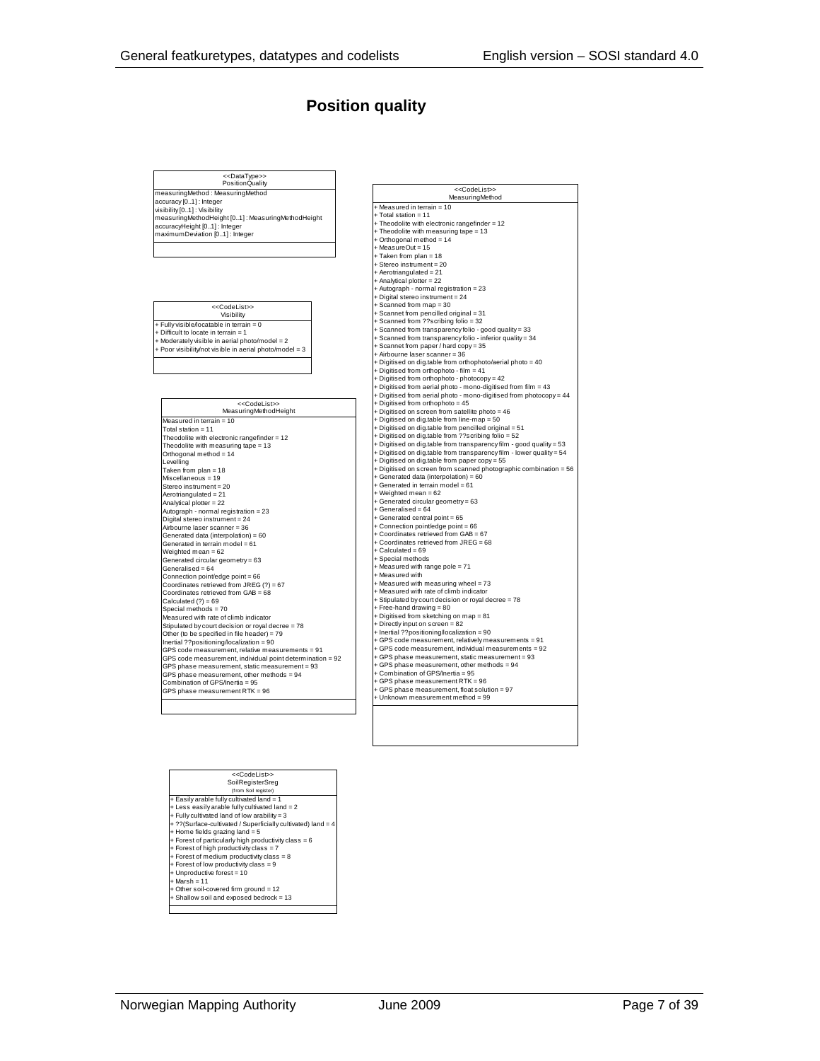# Position quality

**<<DataType>>**
**PositionQuality**

- measuringMethod : MeasuringMethod
- accuracy [0..1] : Integer
- visibility [0..1] : Visibility
- measuringMethodHeight [0..1] : MeasuringMethodHeight
- accuracyHeight [0..1] : Integer
- maximumDeviation [0..1] : Integer

**<<CodeList>>**
**MeasuringMethod**

- + Measured in terrain = 10
- + Total station = 11
- + Theodolite with electronic rangefinder = 12
- + Theodolite with measuring tape = 13
- + Orthogonal method = 14
- + MeasureOut = 15
- + Taken from plan = 18
- + Stereo instrument = 20
- + Aerotriangulated = 21
- + Analytical plotter = 22
- + Autograph - normal registration = 23
- + Digital stereo instrument = 24
- + Scanned from map = 30
- + Scannet from pencilled original = 31
- + Scanned from ??scribing folio = 32
- + Scanned from transparency folio - good quality = 33
- + Scanned from transparency folio - inferior quality = 34
- + Scannet from paper / hard copy = 35
- + Airbourne laser scanner = 36
- + Digitised on dig.table from orthophoto/aerial photo = 40
- + Digitised from orthophoto - film = 41
- + Digitised from orthophoto - photocopy = 42
- + Digitised from aerial photo - mono-digitised from film = 43
- + Digitised from aerial photo - mono-digitised from photocopy = 44
- + Digitised from orthophoto = 45
- + Digitised on screen from satellite photo = 46
- + Digitised on dig.table from line-map = 50
- + Digitised on dig.table from pencilled original = 51
- + Digitised on dig.table from ??scribing folio = 52
- + Digitised on dig.table from transparency film - good quality = 53
- + Digitised on dig.table from transparency film - lower quality = 54
- + Digitised on dig.table from paper copy = 55
- + Digitised on screen from scanned photographic combination = 56
- + Generated data (interpolation) = 60
- + Generated in terrain model = 61
- + Weighted mean = 62
- + Generated circular geometry = 63
- + Generalised = 64
- + Generated central point = 65
- + Connection point/edge point = 66
- + Coordinates retrieved from GAB = 67
- + Coordinates retrieved from JREG = 68
- + Calculated = 69
- + Special methods
- + Measured with range pole = 71
- + Measured with
- + Measured with measuring wheel = 73
- + Measured with rate of climb indicator
- + Stipulated by court decision or royal decree = 78
- + Free-hand drawing = 80
- + Digitised from sketching on map = 81
- + Directly input on screen = 82
- + Inertial ??positioning/localization = 90
- + GPS code measurement, relatively measurements = 91
- + GPS code measurement, individual measurements = 92
- + GPS phase measurement, static measurement = 93
- + GPS phase measurement, other methods = 94
- + Combination of GPS/Inertia = 95
- + GPS phase measurement RTK = 96
- + GPS phase measurement, float solution = 97
- + Unknown measurement method = 99

**<<CodeList>>**
**Visibility**

- + Fully visible/locatable in terrain = 0
- + Difficult to locate in terrain = 1
- + Moderately visible in aerial photo/model = 2
- + Poor visibility/not visible in aerial photo/model = 3

**<<CodeList>>**
**MeasuringMethodHeight**

- Measured in terrain = 10
- Total station = 11
- Theodolite with electronic rangefinder = 12
- Theodolite with measuring tape = 13
- Orthogonal method = 14
- Levelling
- Taken from plan = 18
- Miscellaneous = 19
- Stereo instrument = 20
- Aerotriangulated = 21
- Analytical plotter = 22
- Autograph - normal registration = 23
- Digital stereo instrument = 24
- Airbourne laser scanner = 36
- Generated data (interpolation) = 60
- Generated in terrain model = 61
- Weighted mean = 62
- Generated circular geometry = 63
- Generalised = 64
- Connection point/edge point = 66
- Coordinates retrieved from JREG (?) = 67
- Coordinates retrieved from GAB = 68
- Calculated (?) = 69
- Special methods = 70
- Measured with rate of climb indicator
- Stipulated by court decision or royal decree = 78
- Other (to be specified in file header) = 79
- Inertial ??positioning/localization = 90
- GPS code measurement, relative measurements = 91
- GPS code measurement, individual point determination = 92
- GPS phase measurement, static measurement = 93
- GPS phase measurement, other methods = 94
- Combination of GPS/Inertia = 95
- GPS phase measurement RTK = 96

**<<CodeList>>**
**SoilRegisterSreg**
(from Soil register)

- + Easily arable fully cultivated land = 1
- + Less easily arable fully cultivated land = 2
- + Fully cultivated land of low arability = 3
- + ??(Surface-cultivated / Superficially cultivated) land = 4
- + Home fields grazing land = 5
- + Forest of particularly high productivity class = 6
- + Forest of high productivity class = 7
- + Forest of medium productivity class = 8
- + Forest of low productivity class = 9
- + Unproductive forest = 10
- + Marsh = 11
- + Other soil-covered firm ground = 12
- + Shallow soil and exposed bedrock = 13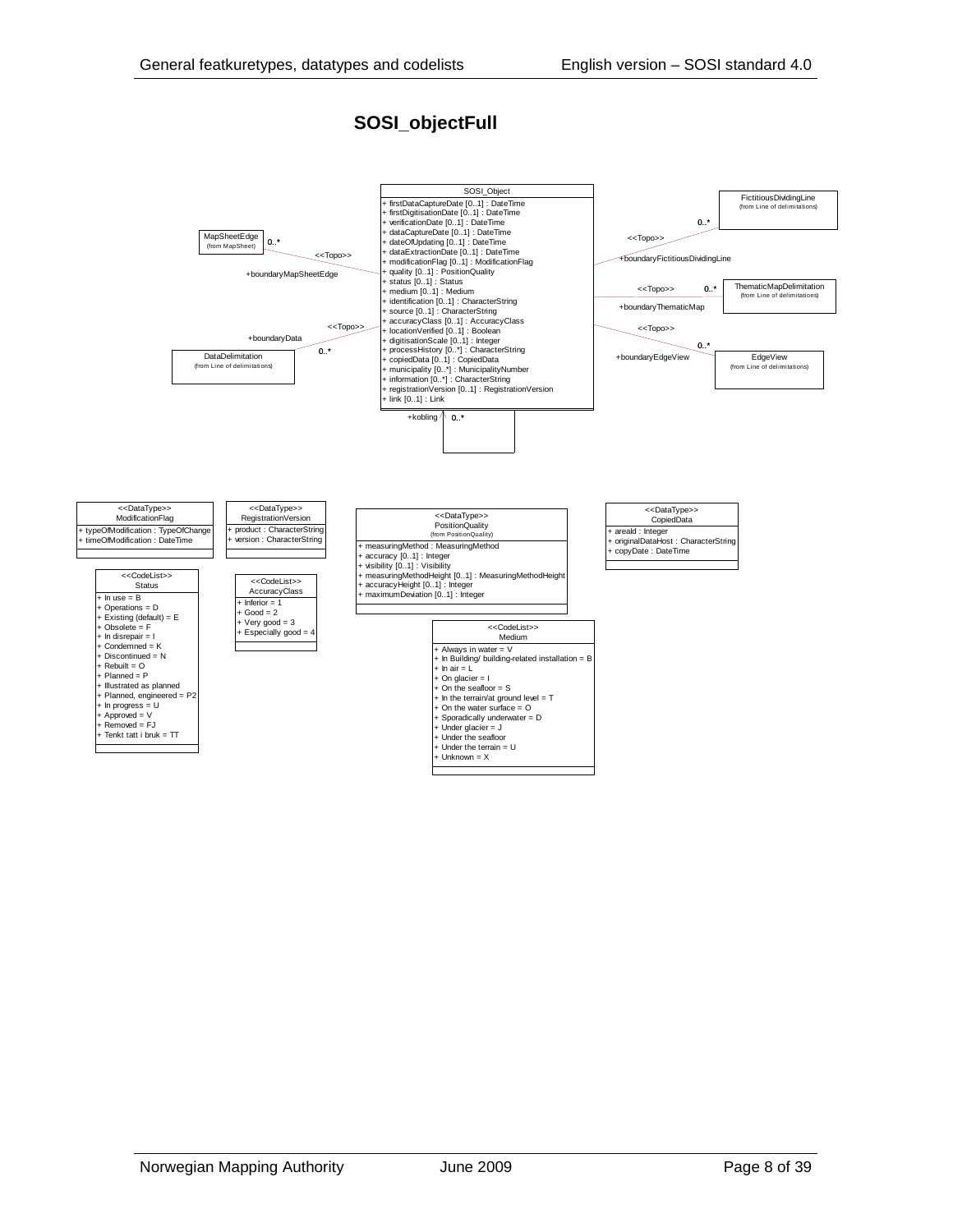## SOSI_objectFull

**SOSI_Object**

- \+ firstDataCaptureDate [0..1] : DateTime
- \+ firstDigitisationDate [0..1] : DateTime
- \+ verificationDate [0..1] : DateTime
- \+ dataCaptureDate [0..1] : DateTime
- \+ dateOfUpdating [0..1] : DateTime
- \+ dataExtractionDate [0..1] : DateTime
- \+ modificationFlag [0..1] : ModificationFlag
- \+ quality [0..1] : PositionQuality
- \+ status [0..1] : Status
- \+ medium [0..1] : Medium
- \+ identification [0..1] : CharacterString
- \+ source [0..1] : CharacterString
- \+ accuracyClass [0..1] : AccuracyClass
- \+ locationVerified [0..1] : Boolean
- \+ digitisationScale [0..1] : Integer
- \+ processHistory [0..*] : CharacterString
- \+ copiedData [0..1] : CopiedData
- \+ municipality [0..*] : MunicipalityNumber
- \+ information [0..*] : CharacterString
- \+ registrationVersion [0..1] : RegistrationVersion
- \+ link [0..1] : Link

Associations (<<Topo>>):

- MapSheetEdge (from MapSheet) 0..* — +boundaryMapSheetEdge
- DataDelimitation (from Line of delimitations) 0..* — +boundaryData
- FictitiousDividingLine (from Line of delimitations) 0..* — +boundaryFictitiousDividingLine
- ThematicMapDelimitation (from Line of delimitations) 0..* — +boundaryThematicMap
- EdgeView (from Line of delimitations) 0..* — +boundaryEdgeView
- Self-association: +kobling 0..*

**<<DataType>> ModificationFlag**

- \+ typeOfModification : TypeOfChange
- \+ timeOfModification : DateTime

**<<DataType>> RegistrationVersion**

- \+ product : CharacterString
- \+ version : CharacterString

**<<DataType>> PositionQuality** (from PositionQuality)

- \+ measuringMethod : MeasuringMethod
- \+ accuracy [0..1] : Integer
- \+ visibility [0..1] : Visibility
- \+ measuringMethodHeight [0..1] : MeasuringMethodHeight
- \+ accuracyHeight [0..1] : Integer
- \+ maximumDeviation [0..1] : Integer

**<<DataType>> CopiedData**

- \+ areaId : Integer
- \+ originalDataHost : CharacterString
- \+ copyDate : DateTime

**<<CodeList>> Status**

- \+ In use = B
- \+ Operations = D
- \+ Existing (default) = E
- \+ Obsolete = F
- \+ In disrepair = I
- \+ Condemned = K
- \+ Discontinued = N
- \+ Rebuilt = O
- \+ Planned = P
- \+ Illustrated as planned
- \+ Planned, engineered = P2
- \+ In progress = U
- \+ Approved = V
- \+ Removed = FJ
- \+ Tenkt tatt i bruk = TT

**<<CodeList>> AccuracyClass**

- \+ Inferior = 1
- \+ Good = 2
- \+ Very good = 3
- \+ Especially good = 4

**<<CodeList>> Medium**

- \+ Always in water = V
- \+ In Building/ building-related installation = B
- \+ In air = L
- \+ On glacier = I
- \+ On the seafloor = S
- \+ In the terrain/at ground level = T
- \+ On the water surface = O
- \+ Sporadically underwater = D
- \+ Under glacier = J
- \+ Under the seafloor
- \+ Under the terrain = U
- \+ Unknown = X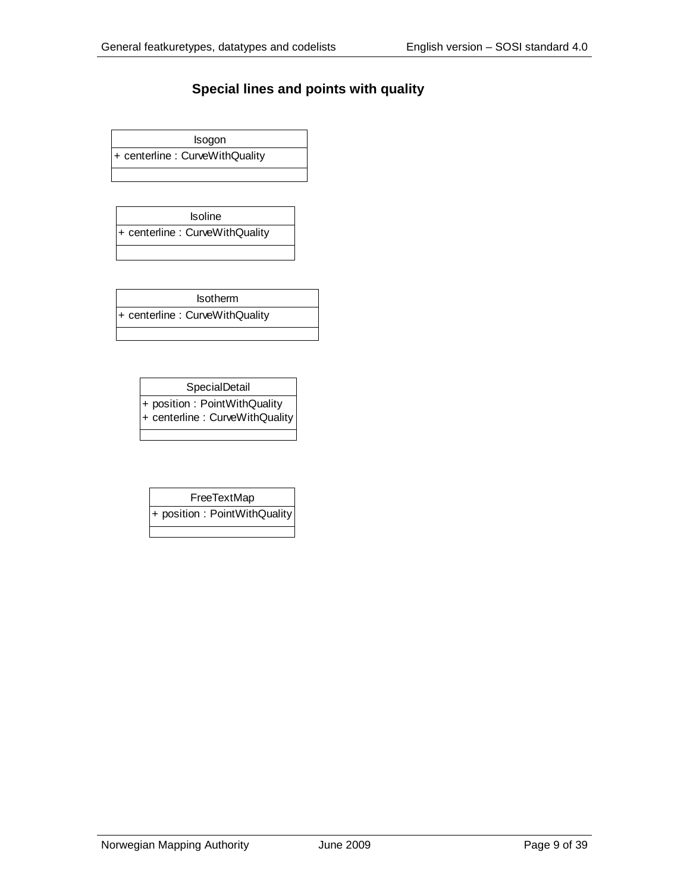## Special lines and points with quality

| Isogon |
| --- |
| + centerline : CurveWithQuality |
| |

| Isoline |
| --- |
| + centerline : CurveWithQuality |
| |

| Isotherm |
| --- |
| + centerline : CurveWithQuality |
| |

| SpecialDetail |
| --- |
| + position : PointWithQuality<br>+ centerline : CurveWithQuality |
| |

| FreeTextMap |
| --- |
| + position : PointWithQuality |
| |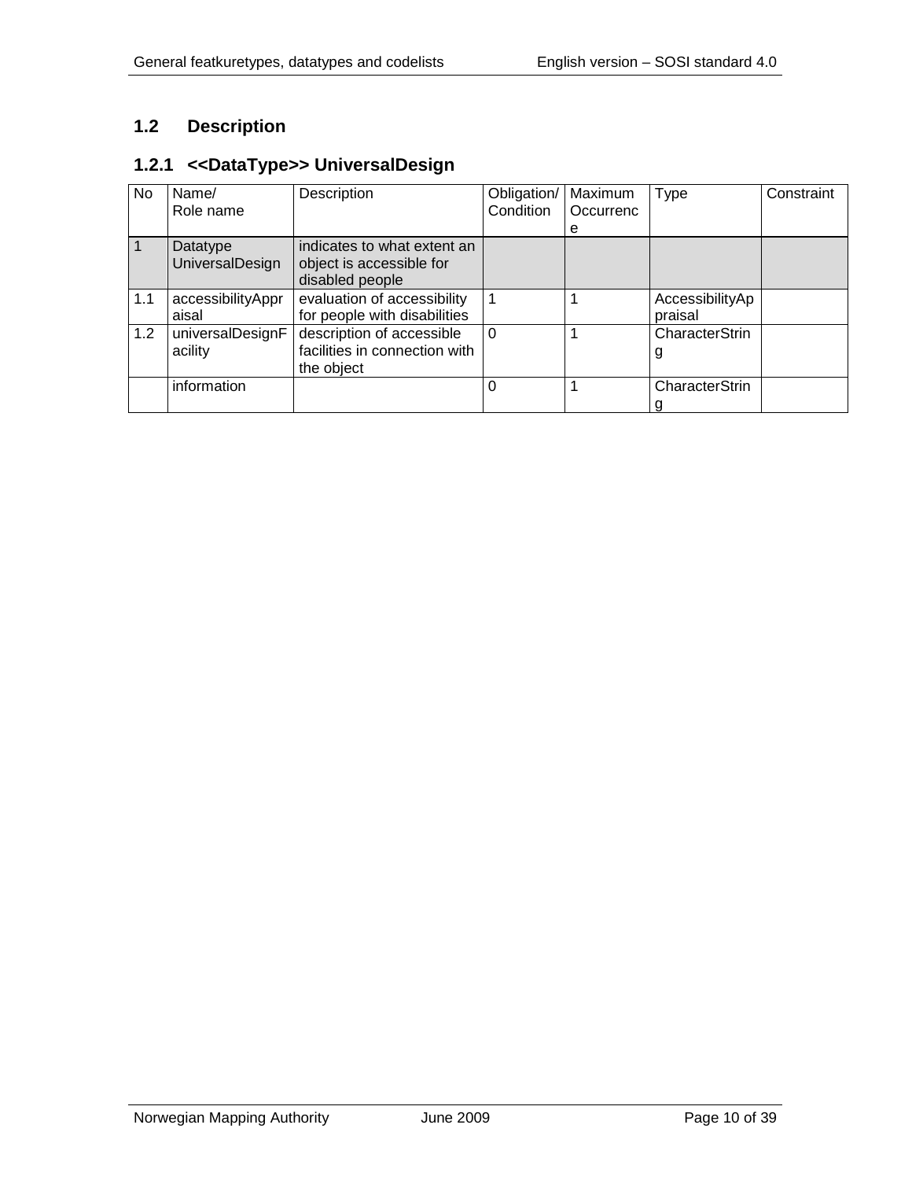## 1.2 Description

### 1.2.1 <<DataType>> UniversalDesign

| No | Name/<br>Role name | Description | Obligation/<br>Condition | Maximum<br>Occurrence | Type | Constraint |
|---|---|---|---|---|---|---|
| 1 | Datatype UniversalDesign | indicates to what extent an object is accessible for disabled people | | | | |
| 1.1 | accessibilityAppraisal | evaluation of accessibility for people with disabilities | 1 | 1 | AccessibilityAppraisal | |
| 1.2 | universalDesignFacility | description of accessible facilities in connection with the object | 0 | 1 | CharacterString | |
| | information | | 0 | 1 | CharacterString | |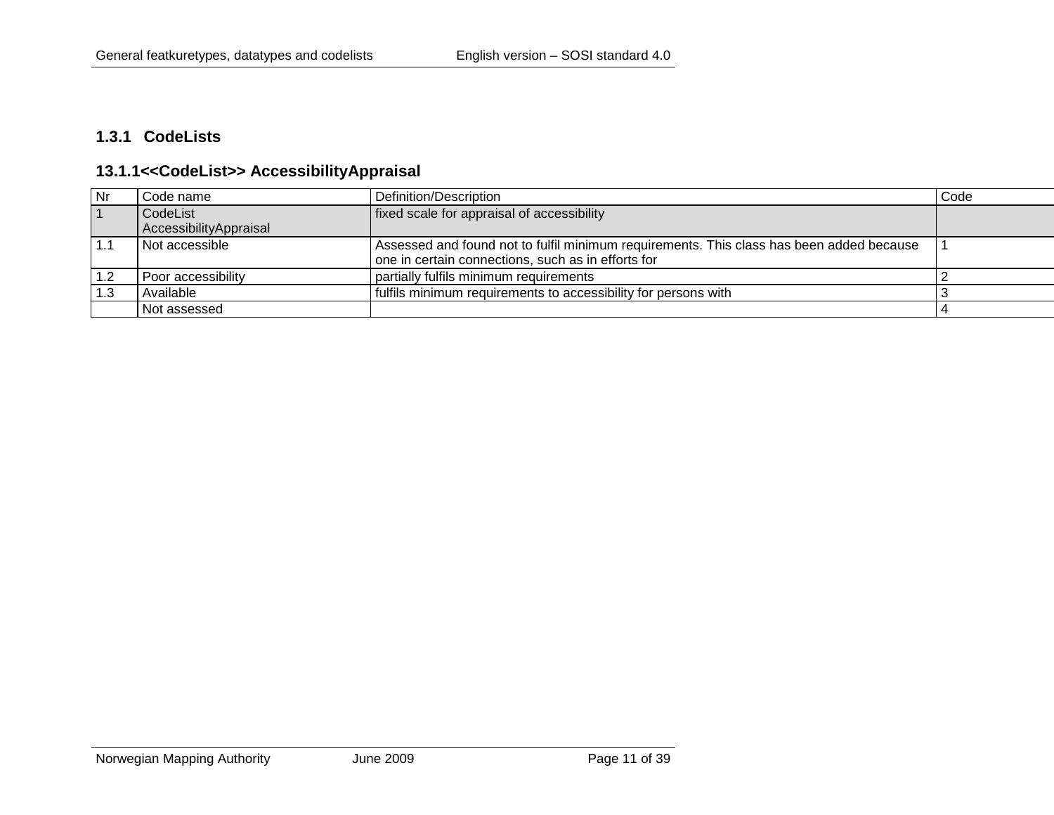### 1.3.1 CodeLists

#### 13.1.1<<CodeList>> AccessibilityAppraisal

| Nr | Code name | Definition/Description | Code |
|---|---|---|---|
| 1 | CodeList AccessibilityAppraisal | fixed scale for appraisal of accessibility | |
| 1.1 | Not accessible | Assessed and found not to fulfil minimum requirements. This class has been added because one in certain connections, such as in efforts for | 1 |
| 1.2 | Poor accessibility | partially fulfils minimum requirements | 2 |
| 1.3 | Available | fulfils minimum requirements to accessibility for persons with | 3 |
| | Not assessed | | 4 |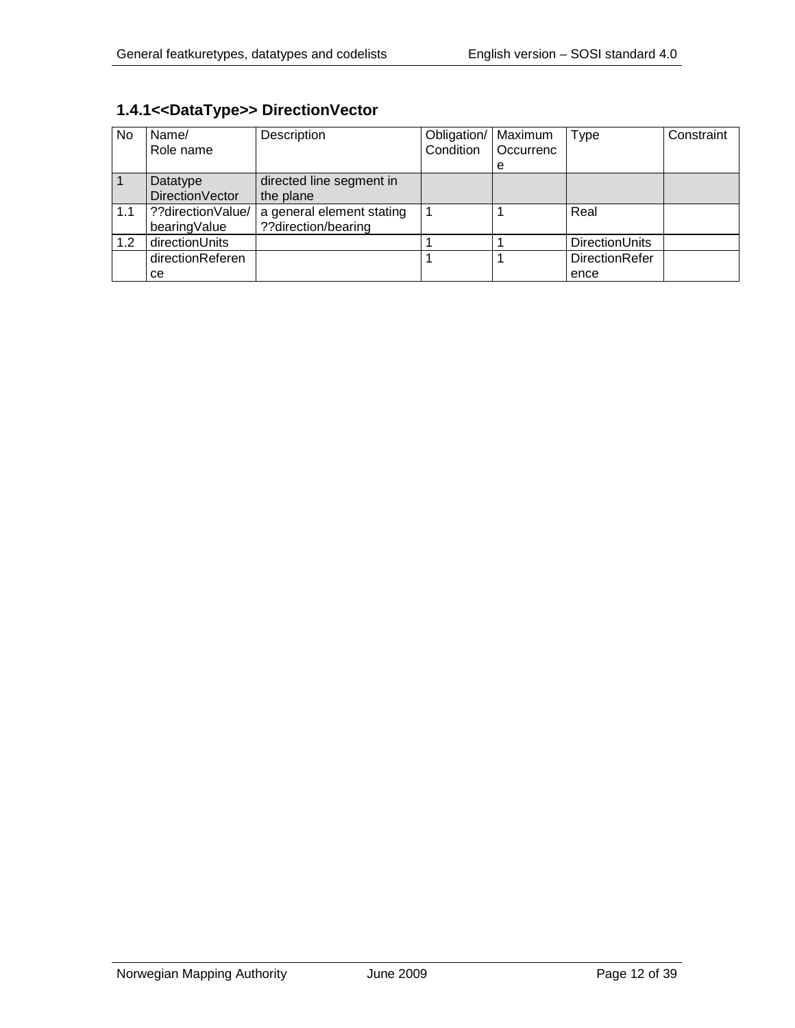### 1.4.1<<DataType>> DirectionVector

| No | Name/ Role name | Description | Obligation/ Condition | Maximum Occurrence | Type | Constraint |
|---|---|---|---|---|---|---|
| 1 | Datatype DirectionVector | directed line segment in the plane | | | | |
| 1.1 | ??directionValue/ bearingValue | a general element stating ??direction/bearing | 1 | 1 | Real | |
| 1.2 | directionUnits | | 1 | 1 | DirectionUnits | |
| | directionReference | | 1 | 1 | DirectionReference | |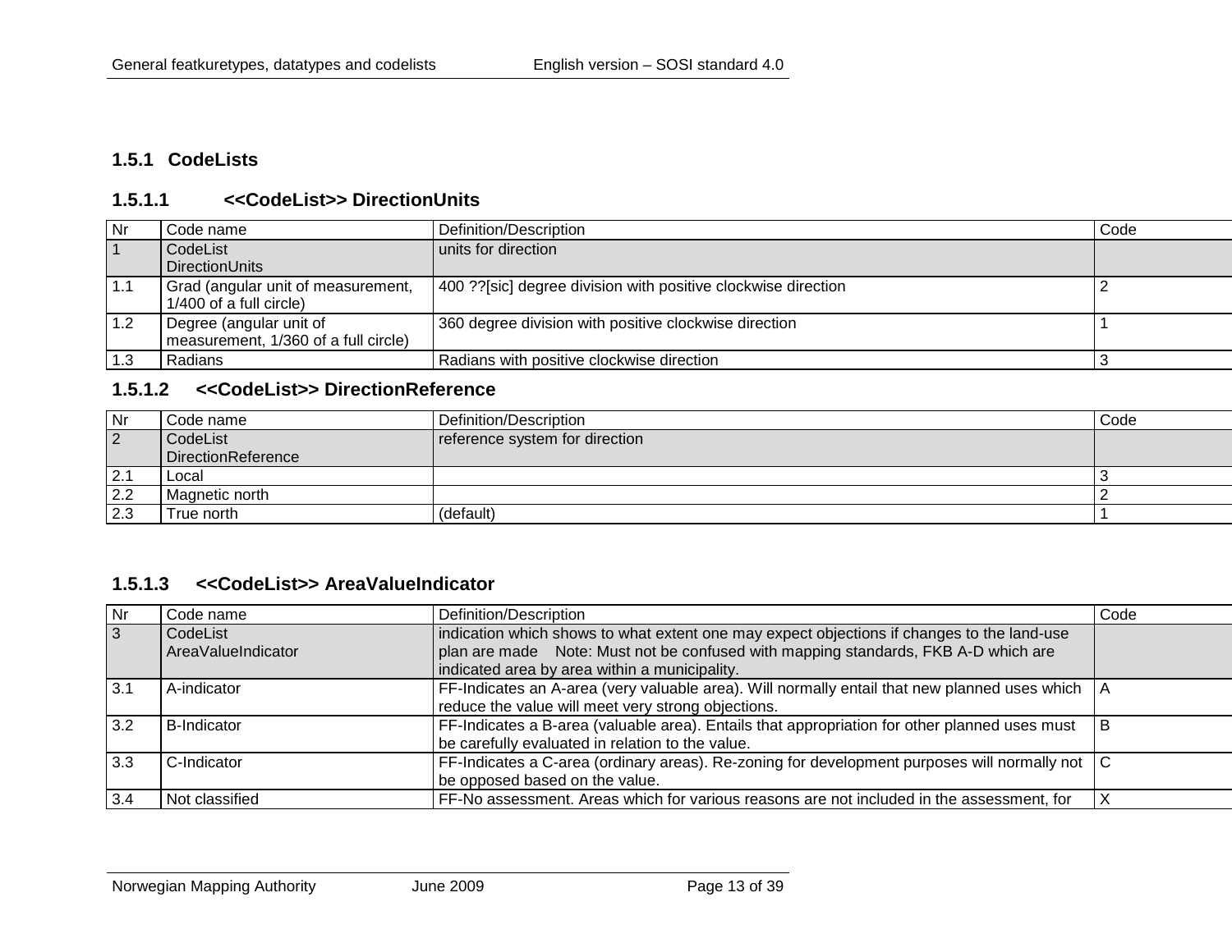### 1.5.1 CodeLists

#### 1.5.1.1 <<CodeList>> DirectionUnits

| Nr | Code name | Definition/Description | Code |
|---|---|---|---|
| 1 | CodeList DirectionUnits | units for direction | |
| 1.1 | Grad (angular unit of measurement, 1/400 of a full circle) | 400 ??[sic] degree division with positive clockwise direction | 2 |
| 1.2 | Degree (angular unit of measurement, 1/360 of a full circle) | 360 degree division with positive clockwise direction | 1 |
| 1.3 | Radians | Radians with positive clockwise direction | 3 |

#### 1.5.1.2 <<CodeList>> DirectionReference

| Nr | Code name | Definition/Description | Code |
|---|---|---|---|
| 2 | CodeList DirectionReference | reference system for direction | |
| 2.1 | Local | | 3 |
| 2.2 | Magnetic north | | 2 |
| 2.3 | True north | (default) | 1 |

#### 1.5.1.3 <<CodeList>> AreaValueIndicator

| Nr | Code name | Definition/Description | Code |
|---|---|---|---|
| 3 | CodeList AreaValueIndicator | indication which shows to what extent one may expect objections if changes to the land-use plan are made Note: Must not be confused with mapping standards, FKB A-D which are indicated area by area within a municipality. | |
| 3.1 | A-indicator | FF-Indicates an A-area (very valuable area). Will normally entail that new planned uses which reduce the value will meet very strong objections. | A |
| 3.2 | B-Indicator | FF-Indicates a B-area (valuable area). Entails that appropriation for other planned uses must be carefully evaluated in relation to the value. | B |
| 3.3 | C-Indicator | FF-Indicates a C-area (ordinary areas). Re-zoning for development purposes will normally not be opposed based on the value. | C |
| 3.4 | Not classified | FF-No assessment. Areas which for various reasons are not included in the assessment, for | X |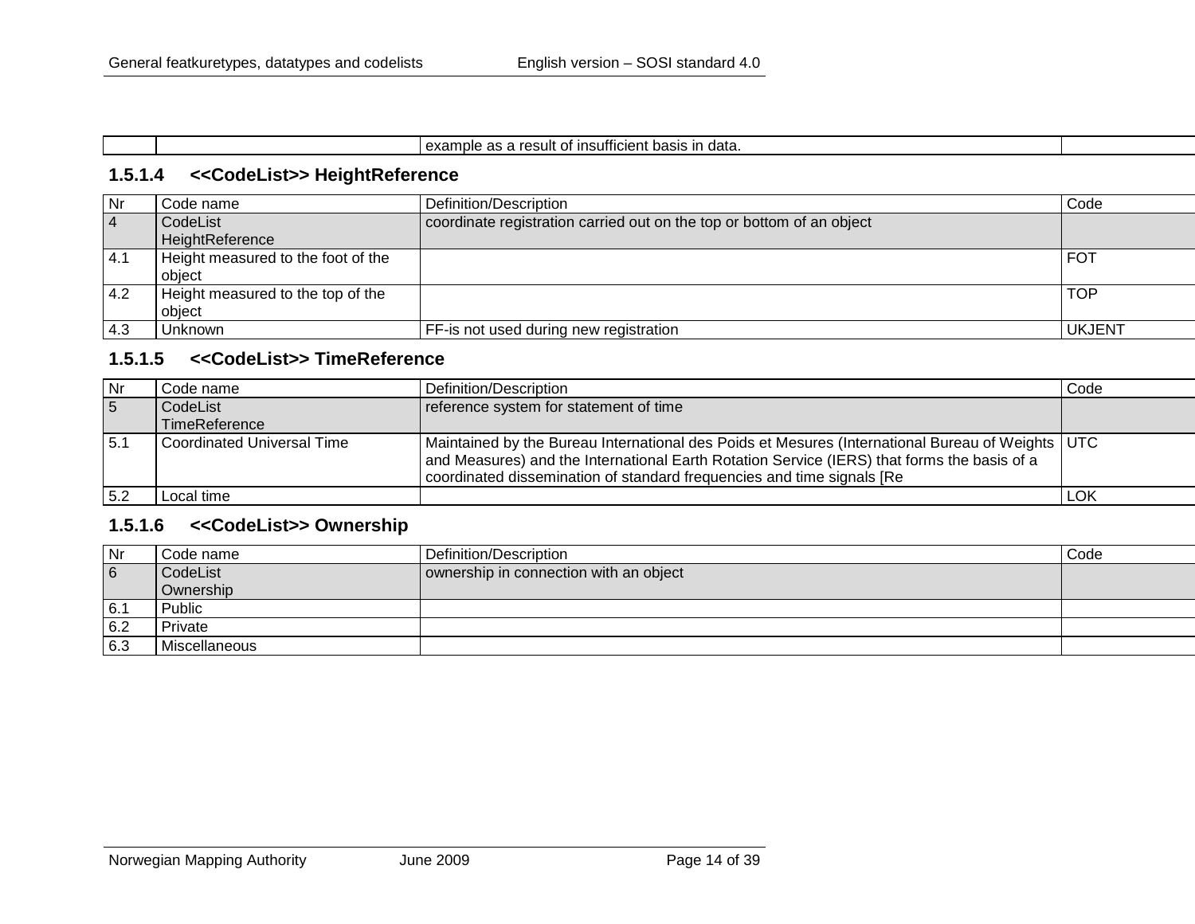|  |  | example as a result of insufficient basis in data. |  |
| --- | --- | --- | --- |

### 1.5.1.4 <<CodeList>> HeightReference

| Nr | Code name | Definition/Description | Code |
| --- | --- | --- | --- |
| 4 | CodeList HeightReference | coordinate registration carried out on the top or bottom of an object |  |
| 4.1 | Height measured to the foot of the object |  | FOT |
| 4.2 | Height measured to the top of the object |  | TOP |
| 4.3 | Unknown | FF-is not used during new registration | UKJENT |

### 1.5.1.5 <<CodeList>> TimeReference

| Nr | Code name | Definition/Description | Code |
| --- | --- | --- | --- |
| 5 | CodeList TimeReference | reference system for statement of time |  |
| 5.1 | Coordinated Universal Time | Maintained by the Bureau International des Poids et Mesures (International Bureau of Weights and Measures) and the International Earth Rotation Service (IERS) that forms the basis of a coordinated dissemination of standard frequencies and time signals [Re | UTC |
| 5.2 | Local time |  | LOK |

### 1.5.1.6 <<CodeList>> Ownership

| Nr | Code name | Definition/Description | Code |
| --- | --- | --- | --- |
| 6 | CodeList Ownership | ownership in connection with an object |  |
| 6.1 | Public |  |  |
| 6.2 | Private |  |  |
| 6.3 | Miscellaneous |  |  |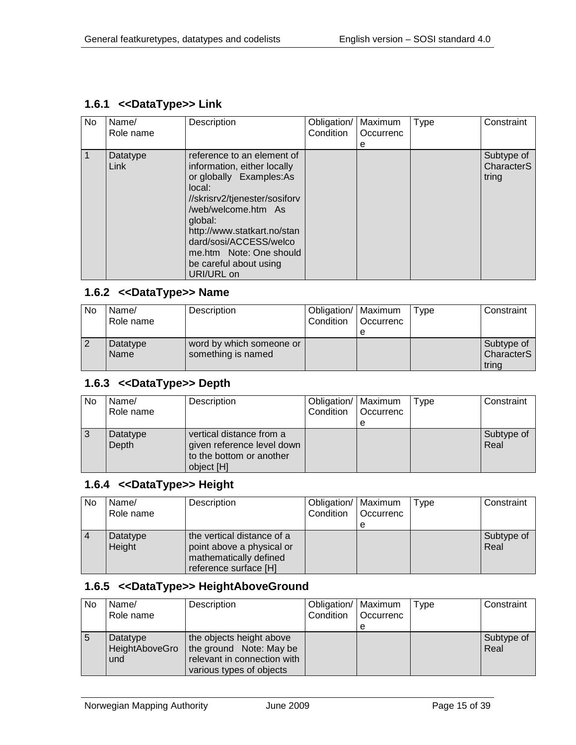### 1.6.1 <<DataType>> Link

| No | Name/ Role name | Description | Obligation/ Condition | Maximum Occurrence | Type | Constraint |
|---|---|---|---|---|---|---|
| 1 | Datatype Link | reference to an element of information, either locally or globally Examples:As local: //skrisrv2/tjenester/sosiforv/web/welcome.htm As global: http://www.statkart.no/standard/sosi/ACCESS/welcome.htm Note: One should be careful about using URI/URL on | | | | Subtype of CharacterString |

### 1.6.2 <<DataType>> Name

| No | Name/ Role name | Description | Obligation/ Condition | Maximum Occurrence | Type | Constraint |
|---|---|---|---|---|---|---|
| 2 | Datatype Name | word by which someone or something is named | | | | Subtype of CharacterString |

### 1.6.3 <<DataType>> Depth

| No | Name/ Role name | Description | Obligation/ Condition | Maximum Occurrence | Type | Constraint |
|---|---|---|---|---|---|---|
| 3 | Datatype Depth | vertical distance from a given reference level down to the bottom or another object [H] | | | | Subtype of Real |

### 1.6.4 <<DataType>> Height

| No | Name/ Role name | Description | Obligation/ Condition | Maximum Occurrence | Type | Constraint |
|---|---|---|---|---|---|---|
| 4 | Datatype Height | the vertical distance of a point above a physical or mathematically defined reference surface [H] | | | | Subtype of Real |

### 1.6.5 <<DataType>> HeightAboveGround

| No | Name/ Role name | Description | Obligation/ Condition | Maximum Occurrence | Type | Constraint |
|---|---|---|---|---|---|---|
| 5 | Datatype HeightAboveGround | the objects height above the ground Note: May be relevant in connection with various types of objects | | | | Subtype of Real |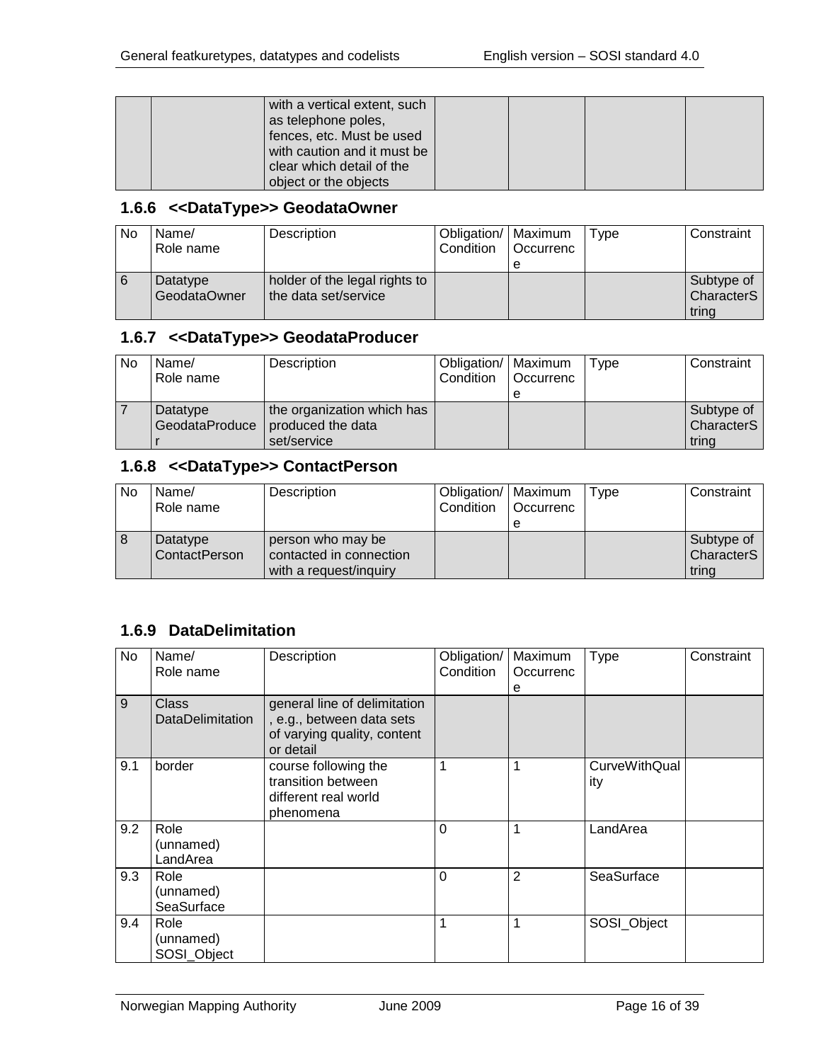| | | with a vertical extent, such as telephone poles, fences, etc. Must be used with caution and it must be clear which detail of the object or the objects | | | | |
|---|---|---|---|---|---|---|

### 1.6.6 <<DataType>> GeodataOwner

| No | Name/ Role name | Description | Obligation/ Condition | Maximum Occurrence | Type | Constraint |
|---|---|---|---|---|---|---|
| 6 | Datatype GeodataOwner | holder of the legal rights to the data set/service | | | | Subtype of CharacterString |

### 1.6.7 <<DataType>> GeodataProducer

| No | Name/ Role name | Description | Obligation/ Condition | Maximum Occurrence | Type | Constraint |
|---|---|---|---|---|---|---|
| 7 | Datatype GeodataProducer | the organization which has produced the data set/service | | | | Subtype of CharacterString |

### 1.6.8 <<DataType>> ContactPerson

| No | Name/ Role name | Description | Obligation/ Condition | Maximum Occurrence | Type | Constraint |
|---|---|---|---|---|---|---|
| 8 | Datatype ContactPerson | person who may be contacted in connection with a request/inquiry | | | | Subtype of CharacterString |

### 1.6.9 DataDelimitation

| No | Name/ Role name | Description | Obligation/ Condition | Maximum Occurrence | Type | Constraint |
|---|---|---|---|---|---|---|
| 9 | Class DataDelimitation | general line of delimitation , e.g., between data sets of varying quality, content or detail | | | | |
| 9.1 | border | course following the transition between different real world phenomena | 1 | 1 | CurveWithQuality | |
| 9.2 | Role (unnamed) LandArea | | 0 | 1 | LandArea | |
| 9.3 | Role (unnamed) SeaSurface | | 0 | 2 | SeaSurface | |
| 9.4 | Role (unnamed) SOSI_Object | | 1 | 1 | SOSI_Object | |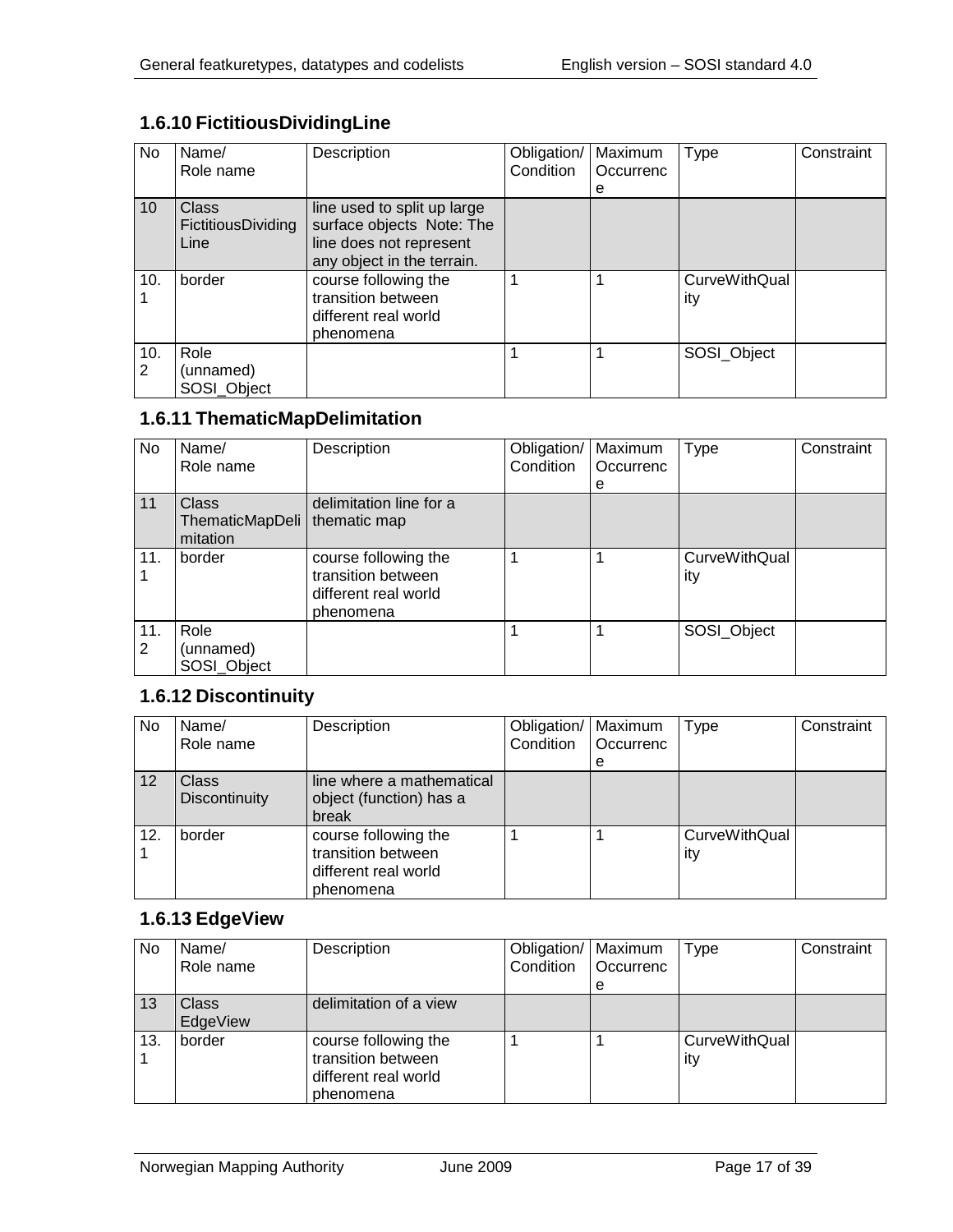### 1.6.10 FictitiousDividingLine

| No | Name/ Role name | Description | Obligation/ Condition | Maximum Occurrence | Type | Constraint |
|---|---|---|---|---|---|---|
| 10 | Class FictitiousDividingLine | line used to split up large surface objects Note: The line does not represent any object in the terrain. | | | | |
| 10.1 | border | course following the transition between different real world phenomena | 1 | 1 | CurveWithQuality | |
| 10.2 | Role (unnamed) SOSI_Object | | 1 | 1 | SOSI_Object | |

### 1.6.11 ThematicMapDelimitation

| No | Name/ Role name | Description | Obligation/ Condition | Maximum Occurrence | Type | Constraint |
|---|---|---|---|---|---|---|
| 11 | Class ThematicMapDelimitation | delimitation line for a thematic map | | | | |
| 11.1 | border | course following the transition between different real world phenomena | 1 | 1 | CurveWithQuality | |
| 11.2 | Role (unnamed) SOSI_Object | | 1 | 1 | SOSI_Object | |

### 1.6.12 Discontinuity

| No | Name/ Role name | Description | Obligation/ Condition | Maximum Occurrence | Type | Constraint |
|---|---|---|---|---|---|---|
| 12 | Class Discontinuity | line where a mathematical object (function) has a break | | | | |
| 12.1 | border | course following the transition between different real world phenomena | 1 | 1 | CurveWithQuality | |

### 1.6.13 EdgeView

| No | Name/ Role name | Description | Obligation/ Condition | Maximum Occurrence | Type | Constraint |
|---|---|---|---|---|---|---|
| 13 | Class EdgeView | delimitation of a view | | | | |
| 13.1 | border | course following the transition between different real world phenomena | 1 | 1 | CurveWithQuality | |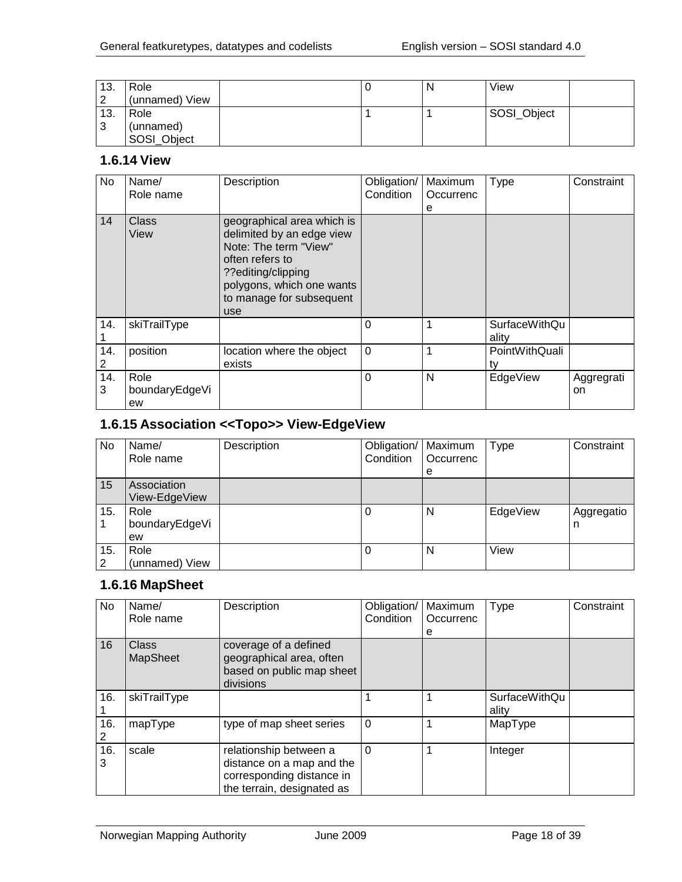| 13.2 | Role (unnamed) View | | 0 | N | View | |
|---|---|---|---|---|---|---|
| 13.3 | Role (unnamed) SOSI_Object | | 1 | 1 | SOSI_Object | |

### 1.6.14 View

| No | Name/ Role name | Description | Obligation/ Condition | Maximum Occurrence | Type | Constraint |
|---|---|---|---|---|---|---|
| 14 | Class View | geographical area which is delimited by an edge view Note: The term "View" often refers to ??editing/clipping polygons, which one wants to manage for subsequent use | | | | |
| 14.1 | skiTrailType | | 0 | 1 | SurfaceWithQuality | |
| 14.2 | position | location where the object exists | 0 | 1 | PointWithQuality | |
| 14.3 | Role boundaryEdgeView | | 0 | N | EdgeView | Aggregation |

### 1.6.15 Association <<Topo>> View-EdgeView

| No | Name/ Role name | Description | Obligation/ Condition | Maximum Occurrence | Type | Constraint |
|---|---|---|---|---|---|---|
| 15 | Association View-EdgeView | | | | | |
| 15.1 | Role boundaryEdgeView | | 0 | N | EdgeView | Aggregation |
| 15.2 | Role (unnamed) View | | 0 | N | View | |

### 1.6.16 MapSheet

| No | Name/ Role name | Description | Obligation/ Condition | Maximum Occurrence | Type | Constraint |
|---|---|---|---|---|---|---|
| 16 | Class MapSheet | coverage of a defined geographical area, often based on public map sheet divisions | | | | |
| 16.1 | skiTrailType | | 1 | 1 | SurfaceWithQuality | |
| 16.2 | mapType | type of map sheet series | 0 | 1 | MapType | |
| 16.3 | scale | relationship between a distance on a map and the corresponding distance in the terrain, designated as | 0 | 1 | Integer | |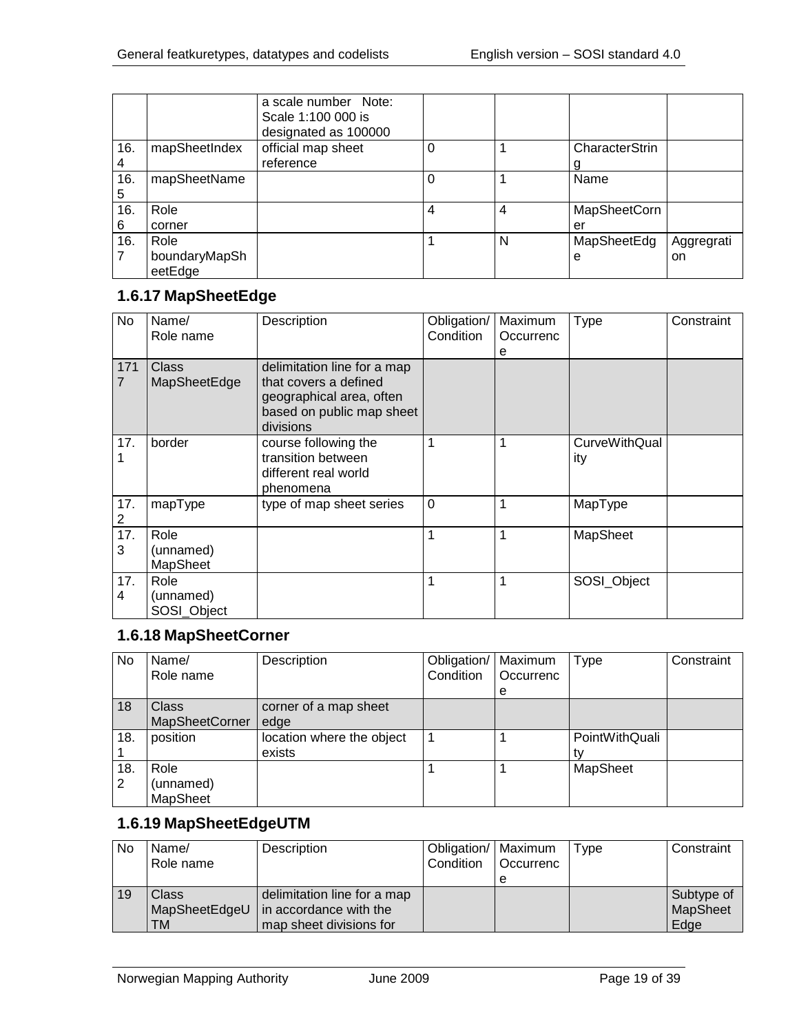| | | a scale number Note: Scale 1:100 000 is designated as 100000 | | | | |
|---|---|---|---|---|---|---|
| 16.4 | mapSheetIndex | official map sheet reference | 0 | 1 | CharacterString | |
| 16.5 | mapSheetName | | 0 | 1 | Name | |
| 16.6 | Role corner | | 4 | 4 | MapSheetCorner | |
| 16.7 | Role boundaryMapSheetEdge | | 1 | N | MapSheetEdge | Aggregration |

### 1.6.17 MapSheetEdge

| No | Name/ Role name | Description | Obligation/ Condition | Maximum Occurrence | Type | Constraint |
|---|---|---|---|---|---|---|
| 171 7 | Class MapSheetEdge | delimitation line for a map that covers a defined geographical area, often based on public map sheet divisions | | | | |
| 17.1 | border | course following the transition between different real world phenomena | 1 | 1 | CurveWithQuality | |
| 17.2 | mapType | type of map sheet series | 0 | 1 | MapType | |
| 17.3 | Role (unnamed) MapSheet | | 1 | 1 | MapSheet | |
| 17.4 | Role (unnamed) SOSI_Object | | 1 | 1 | SOSI_Object | |

### 1.6.18 MapSheetCorner

| No | Name/ Role name | Description | Obligation/ Condition | Maximum Occurrence | Type | Constraint |
|---|---|---|---|---|---|---|
| 18 | Class MapSheetCorner | corner of a map sheet edge | | | | |
| 18.1 | position | location where the object exists | 1 | 1 | PointWithQuality | |
| 18.2 | Role (unnamed) MapSheet | | 1 | 1 | MapSheet | |

### 1.6.19 MapSheetEdgeUTM

| No | Name/ Role name | Description | Obligation/ Condition | Maximum Occurrence | Type | Constraint |
|---|---|---|---|---|---|---|
| 19 | Class MapSheetEdgeUTM | delimitation line for a map in accordance with the map sheet divisions for | | | | Subtype of MapSheet Edge |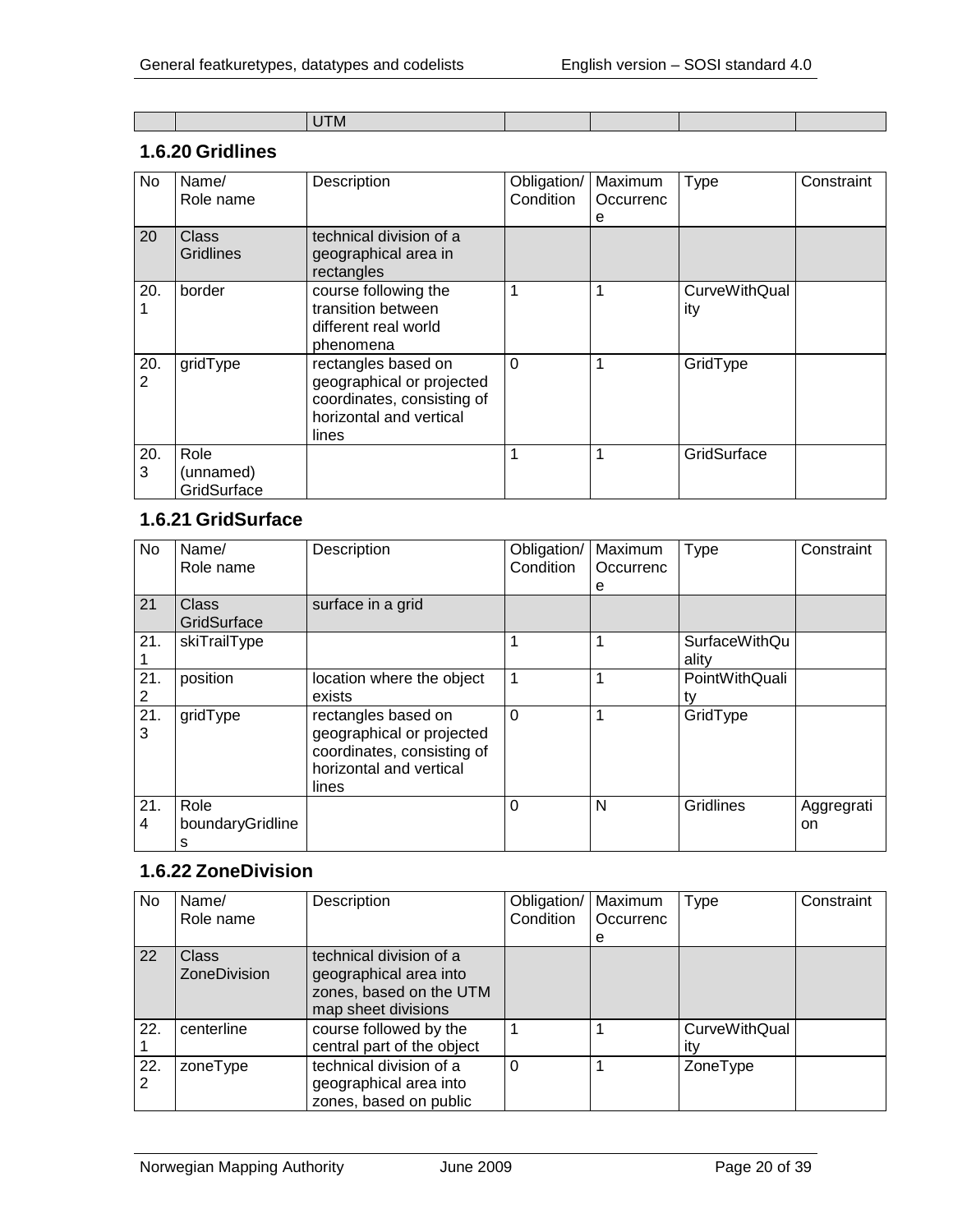| | | UTM | | | | |
|---|---|---|---|---|---|---|

### 1.6.20 Gridlines

| No | Name/<br>Role name | Description | Obligation/<br>Condition | Maximum<br>Occurrence | Type | Constraint |
|---|---|---|---|---|---|---|
| 20 | Class<br>Gridlines | technical division of a geographical area in rectangles | | | | |
| 20.1 | border | course following the transition between different real world phenomena | 1 | 1 | CurveWithQuality | |
| 20.2 | gridType | rectangles based on geographical or projected coordinates, consisting of horizontal and vertical lines | 0 | 1 | GridType | |
| 20.3 | Role<br>(unnamed)<br>GridSurface | | 1 | 1 | GridSurface | |

### 1.6.21 GridSurface

| No | Name/<br>Role name | Description | Obligation/<br>Condition | Maximum<br>Occurrence | Type | Constraint |
|---|---|---|---|---|---|---|
| 21 | Class<br>GridSurface | surface in a grid | | | | |
| 21.1 | skiTrailType | | 1 | 1 | SurfaceWithQuality | |
| 21.2 | position | location where the object exists | 1 | 1 | PointWithQuality | |
| 21.3 | gridType | rectangles based on geographical or projected coordinates, consisting of horizontal and vertical lines | 0 | 1 | GridType | |
| 21.4 | Role<br>boundaryGridlines | | 0 | N | Gridlines | Aggregration |

### 1.6.22 ZoneDivision

| No | Name/<br>Role name | Description | Obligation/<br>Condition | Maximum<br>Occurrence | Type | Constraint |
|---|---|---|---|---|---|---|
| 22 | Class<br>ZoneDivision | technical division of a geographical area into zones, based on the UTM map sheet divisions | | | | |
| 22.1 | centerline | course followed by the central part of the object | 1 | 1 | CurveWithQuality | |
| 22.2 | zoneType | technical division of a geographical area into zones, based on public | 0 | 1 | ZoneType | |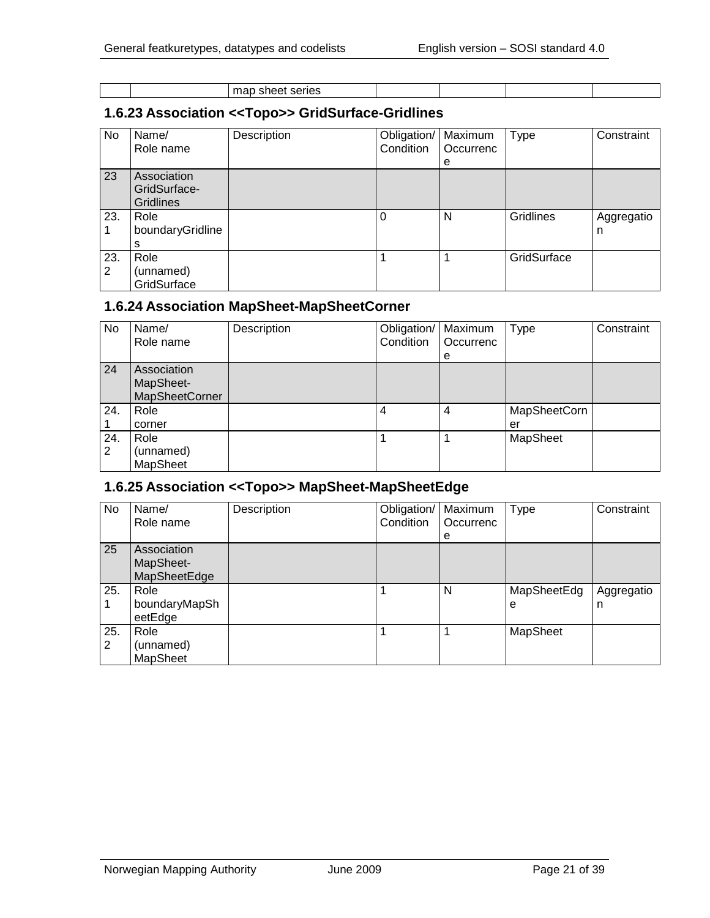| | | map sheet series | | | | |
|---|---|---|---|---|---|---|

### 1.6.23 Association <<Topo>> GridSurface-Gridlines

| No | Name/ Role name | Description | Obligation/ Condition | Maximum Occurrence | Type | Constraint |
|---|---|---|---|---|---|---|
| 23 | Association GridSurface-Gridlines | | | | | |
| 23.1 | Role boundaryGridlines | | 0 | N | Gridlines | Aggregation |
| 23.2 | Role (unnamed) GridSurface | | 1 | 1 | GridSurface | |

### 1.6.24 Association MapSheet-MapSheetCorner

| No | Name/ Role name | Description | Obligation/ Condition | Maximum Occurrence | Type | Constraint |
|---|---|---|---|---|---|---|
| 24 | Association MapSheet-MapSheetCorner | | | | | |
| 24.1 | Role corner | | 4 | 4 | MapSheetCorner | |
| 24.2 | Role (unnamed) MapSheet | | 1 | 1 | MapSheet | |

### 1.6.25 Association <<Topo>> MapSheet-MapSheetEdge

| No | Name/ Role name | Description | Obligation/ Condition | Maximum Occurrence | Type | Constraint |
|---|---|---|---|---|---|---|
| 25 | Association MapSheet-MapSheetEdge | | | | | |
| 25.1 | Role boundaryMapSheetEdge | | 1 | N | MapSheetEdge | Aggregation |
| 25.2 | Role (unnamed) MapSheet | | 1 | 1 | MapSheet | |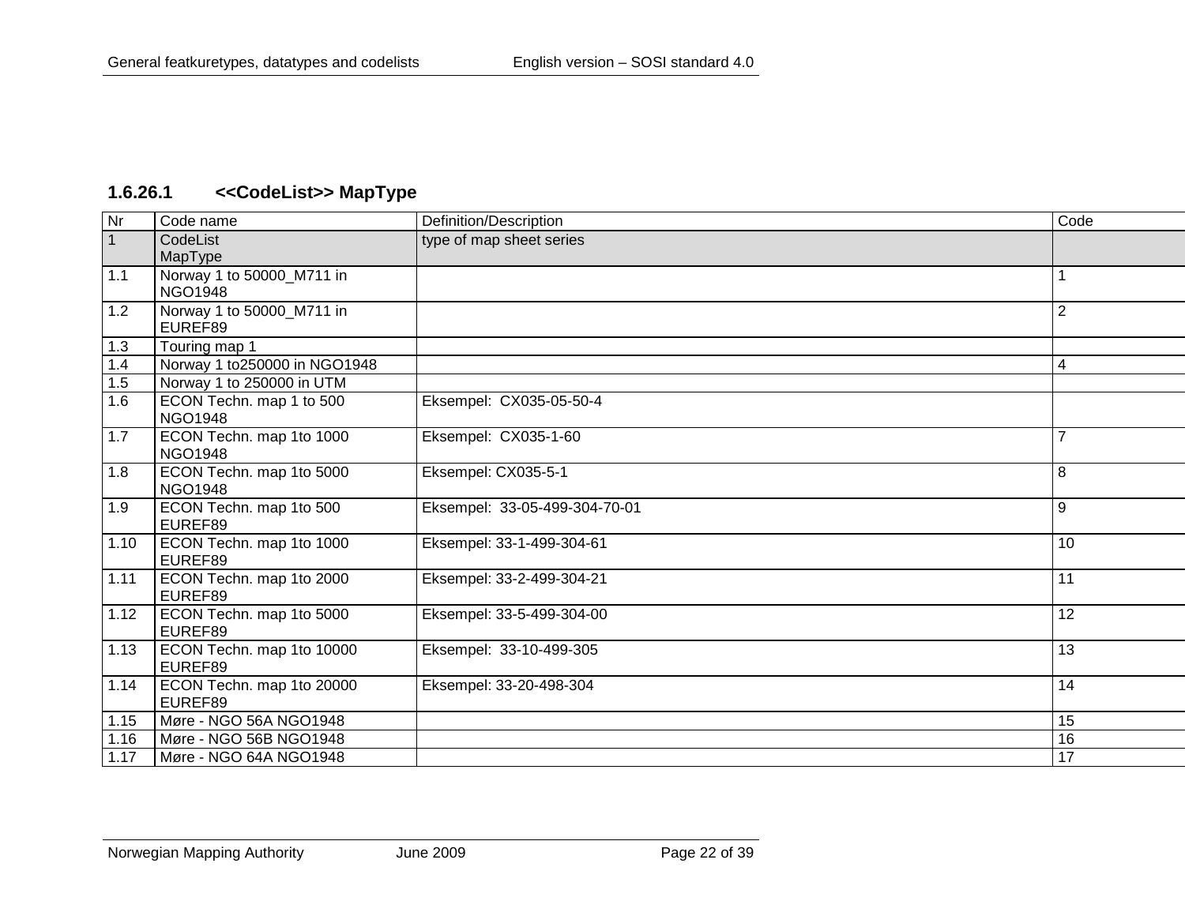### 1.6.26.1 <<CodeList>> MapType

| Nr | Code name | Definition/Description | Code |
|---|---|---|---|
| 1 | CodeList MapType | type of map sheet series | |
| 1.1 | Norway 1 to 50000_M711 in NGO1948 | | 1 |
| 1.2 | Norway 1 to 50000_M711 in EUREF89 | | 2 |
| 1.3 | Touring map 1 | | |
| 1.4 | Norway 1 to250000 in NGO1948 | | 4 |
| 1.5 | Norway 1 to 250000 in UTM | | |
| 1.6 | ECON Techn. map 1 to 500 NGO1948 | Eksempel: CX035-05-50-4 | |
| 1.7 | ECON Techn. map 1to 1000 NGO1948 | Eksempel: CX035-1-60 | 7 |
| 1.8 | ECON Techn. map 1to 5000 NGO1948 | Eksempel: CX035-5-1 | 8 |
| 1.9 | ECON Techn. map 1to 500 EUREF89 | Eksempel: 33-05-499-304-70-01 | 9 |
| 1.10 | ECON Techn. map 1to 1000 EUREF89 | Eksempel: 33-1-499-304-61 | 10 |
| 1.11 | ECON Techn. map 1to 2000 EUREF89 | Eksempel: 33-2-499-304-21 | 11 |
| 1.12 | ECON Techn. map 1to 5000 EUREF89 | Eksempel: 33-5-499-304-00 | 12 |
| 1.13 | ECON Techn. map 1to 10000 EUREF89 | Eksempel: 33-10-499-305 | 13 |
| 1.14 | ECON Techn. map 1to 20000 EUREF89 | Eksempel: 33-20-498-304 | 14 |
| 1.15 | Møre - NGO 56A NGO1948 | | 15 |
| 1.16 | Møre - NGO 56B NGO1948 | | 16 |
| 1.17 | Møre - NGO 64A NGO1948 | | 17 |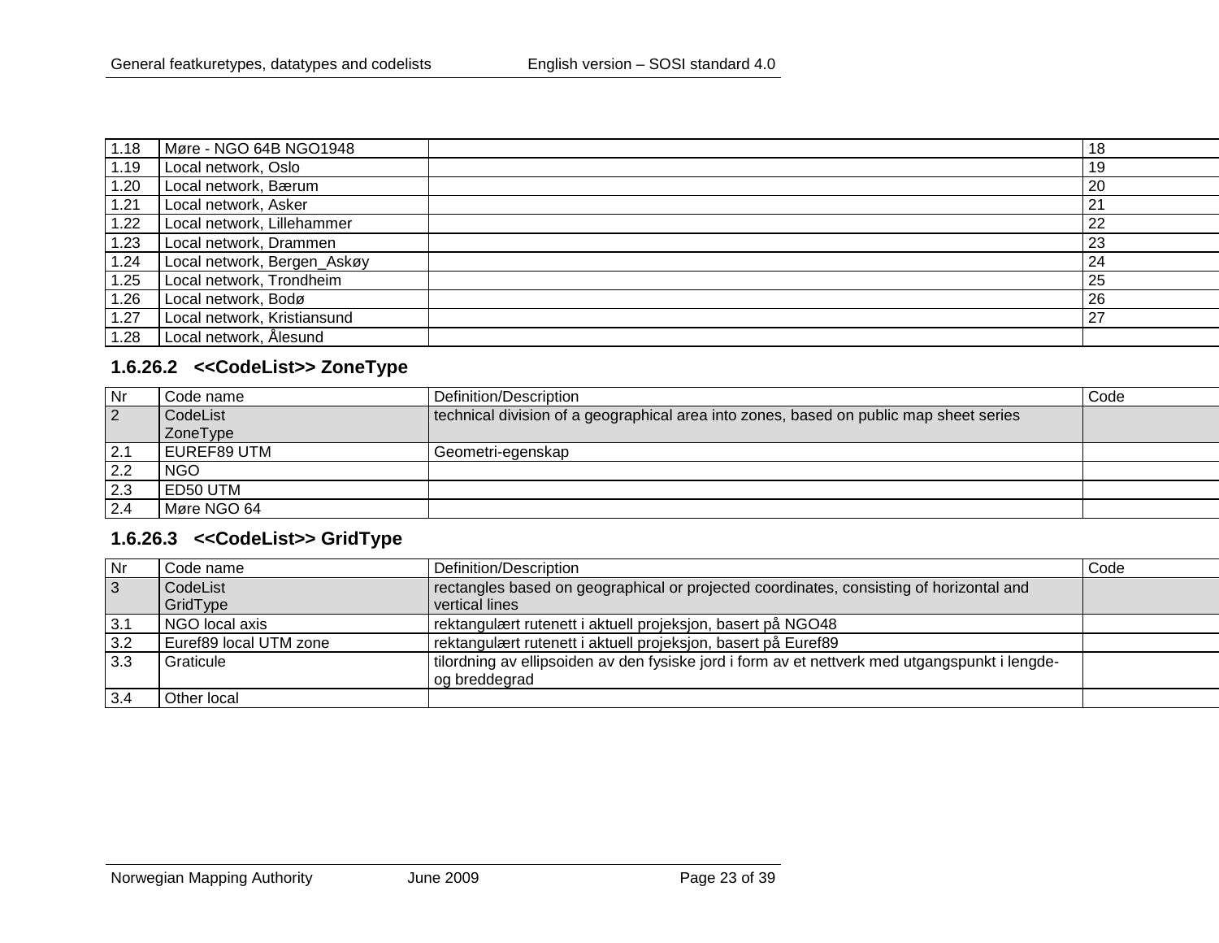| Nr | Code name | Definition/Description | Code |
|---|---|---|---|
| 1.18 | Møre - NGO 64B NGO1948 | | 18 |
| 1.19 | Local network, Oslo | | 19 |
| 1.20 | Local network, Bærum | | 20 |
| 1.21 | Local network, Asker | | 21 |
| 1.22 | Local network, Lillehammer | | 22 |
| 1.23 | Local network, Drammen | | 23 |
| 1.24 | Local network, Bergen_Askøy | | 24 |
| 1.25 | Local network, Trondheim | | 25 |
| 1.26 | Local network, Bodø | | 26 |
| 1.27 | Local network, Kristiansund | | 27 |
| 1.28 | Local network, Ålesund | | |

### 1.6.26.2 <<CodeList>> ZoneType

| Nr | Code name | Definition/Description | Code |
|---|---|---|---|
| 2 | CodeList ZoneType | technical division of a geographical area into zones, based on public map sheet series | |
| 2.1 | EUREF89 UTM | Geometri-egenskap | |
| 2.2 | NGO | | |
| 2.3 | ED50 UTM | | |
| 2.4 | Møre NGO 64 | | |

### 1.6.26.3 <<CodeList>> GridType

| Nr | Code name | Definition/Description | Code |
|---|---|---|---|
| 3 | CodeList GridType | rectangles based on geographical or projected coordinates, consisting of horizontal and vertical lines | |
| 3.1 | NGO local axis | rektangulært rutenett i aktuell projeksjon, basert på NGO48 | |
| 3.2 | Euref89 local UTM zone | rektangulært rutenett i aktuell projeksjon, basert på Euref89 | |
| 3.3 | Graticule | tilordning av ellipsoiden av den fysiske jord i form av et nettverk med utgangspunkt i lengde- og breddegrad | |
| 3.4 | Other local | | |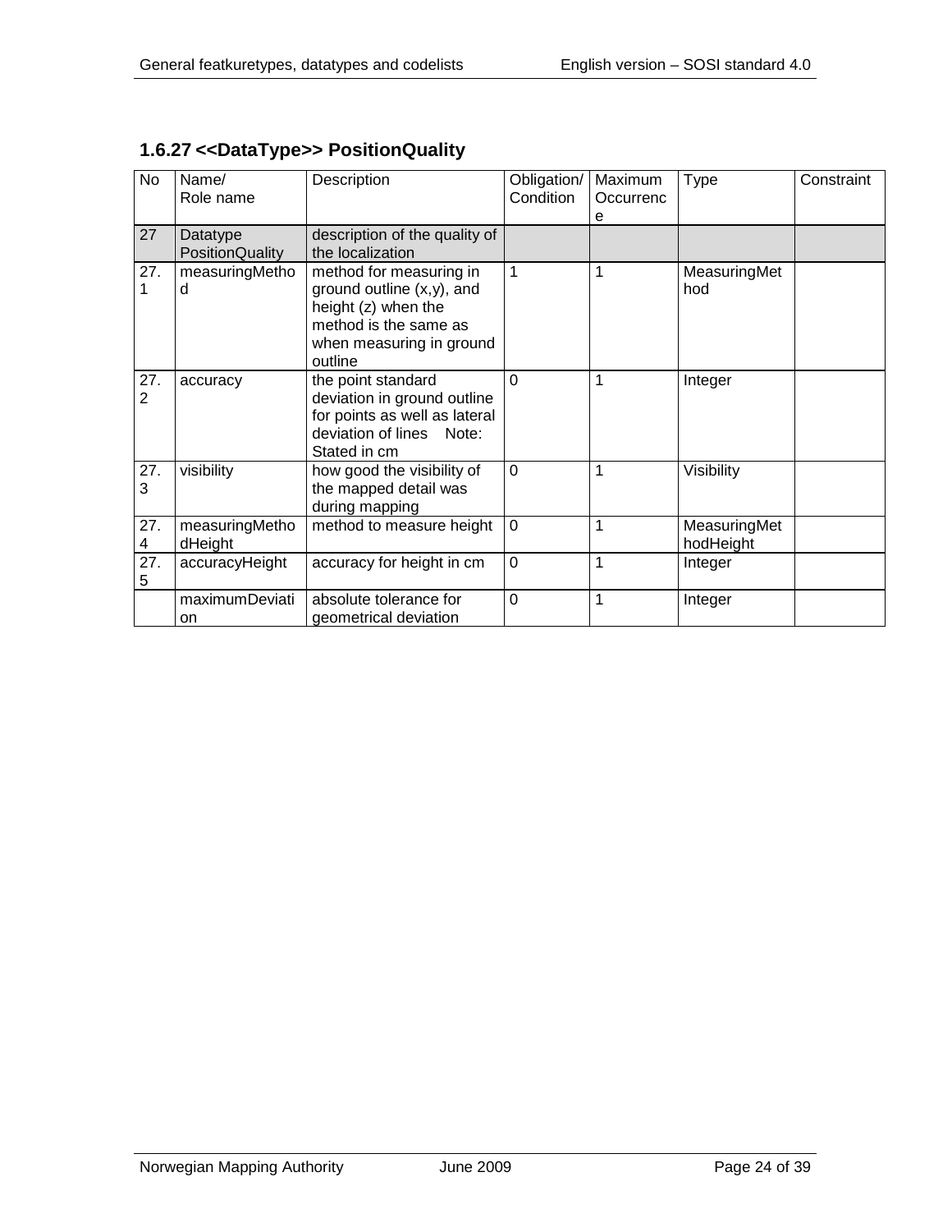### 1.6.27 <<DataType>> PositionQuality

| No | Name/ Role name | Description | Obligation/ Condition | Maximum Occurrence | Type | Constraint |
|---|---|---|---|---|---|---|
| 27 | Datatype PositionQuality | description of the quality of the localization | | | | |
| 27.1 | measuringMethod | method for measuring in ground outline (x,y), and height (z) when the method is the same as when measuring in ground outline | 1 | 1 | MeasuringMethod | |
| 27.2 | accuracy | the point standard deviation in ground outline for points as well as lateral deviation of lines Note: Stated in cm | 0 | 1 | Integer | |
| 27.3 | visibility | how good the visibility of the mapped detail was during mapping | 0 | 1 | Visibility | |
| 27.4 | measuringMethodHeight | method to measure height | 0 | 1 | MeasuringMethodHeight | |
| 27.5 | accuracyHeight | accuracy for height in cm | 0 | 1 | Integer | |
| | maximumDeviation | absolute tolerance for geometrical deviation | 0 | 1 | Integer | |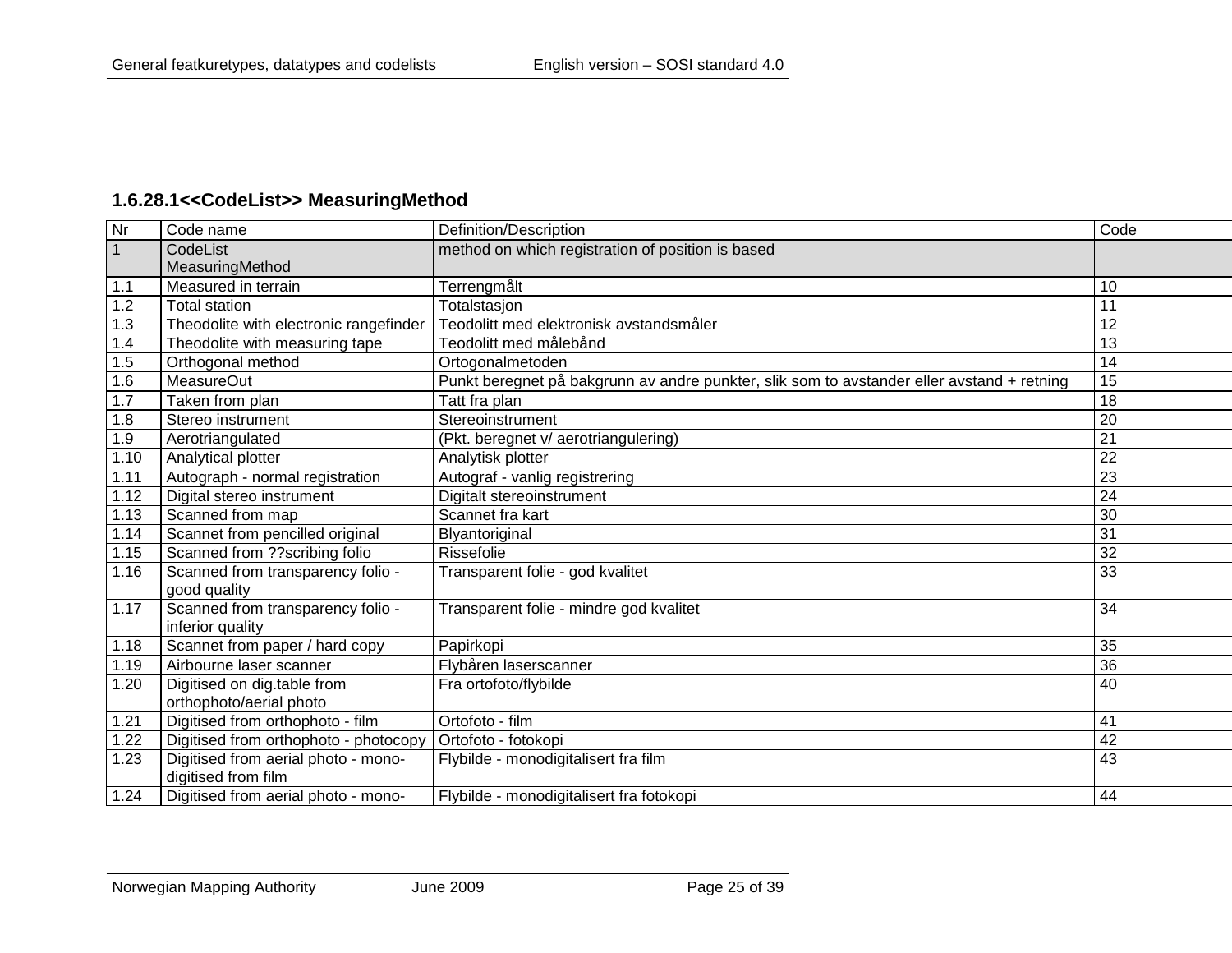### 1.6.28.1<<CodeList>> MeasuringMethod

| Nr | Code name | Definition/Description | Code |
|---|---|---|---|
| 1 | CodeList MeasuringMethod | method on which registration of position is based | |
| 1.1 | Measured in terrain | Terrengmålt | 10 |
| 1.2 | Total station | Totalstasjon | 11 |
| 1.3 | Theodolite with electronic rangefinder | Teodolitt med elektronisk avstandsmåler | 12 |
| 1.4 | Theodolite with measuring tape | Teodolitt med målebånd | 13 |
| 1.5 | Orthogonal method | Ortogonalmetoden | 14 |
| 1.6 | MeasureOut | Punkt beregnet på bakgrunn av andre punkter, slik som to avstander eller avstand + retning | 15 |
| 1.7 | Taken from plan | Tatt fra plan | 18 |
| 1.8 | Stereo instrument | Stereoinstrument | 20 |
| 1.9 | Aerotriangulated | (Pkt. beregnet v/ aerotriangulering) | 21 |
| 1.10 | Analytical plotter | Analytisk plotter | 22 |
| 1.11 | Autograph - normal registration | Autograf - vanlig registrering | 23 |
| 1.12 | Digital stereo instrument | Digitalt stereoinstrument | 24 |
| 1.13 | Scanned from map | Scannet fra kart | 30 |
| 1.14 | Scannet from pencilled original | Blyantoriginal | 31 |
| 1.15 | Scanned from ??scribing folio | Rissefolie | 32 |
| 1.16 | Scanned from transparency folio - good quality | Transparent folie - god kvalitet | 33 |
| 1.17 | Scanned from transparency folio - inferior quality | Transparent folie - mindre god kvalitet | 34 |
| 1.18 | Scannet from paper / hard copy | Papirkopi | 35 |
| 1.19 | Airbourne laser scanner | Flybåren laserscanner | 36 |
| 1.20 | Digitised on dig.table from orthophoto/aerial photo | Fra ortofoto/flybilde | 40 |
| 1.21 | Digitised from orthophoto - film | Ortofoto - film | 41 |
| 1.22 | Digitised from orthophoto - photocopy | Ortofoto - fotokopi | 42 |
| 1.23 | Digitised from aerial photo - mono-digitised from film | Flybilde - monodigitalisert fra film | 43 |
| 1.24 | Digitised from aerial photo - mono- | Flybilde - monodigitalisert fra fotokopi | 44 |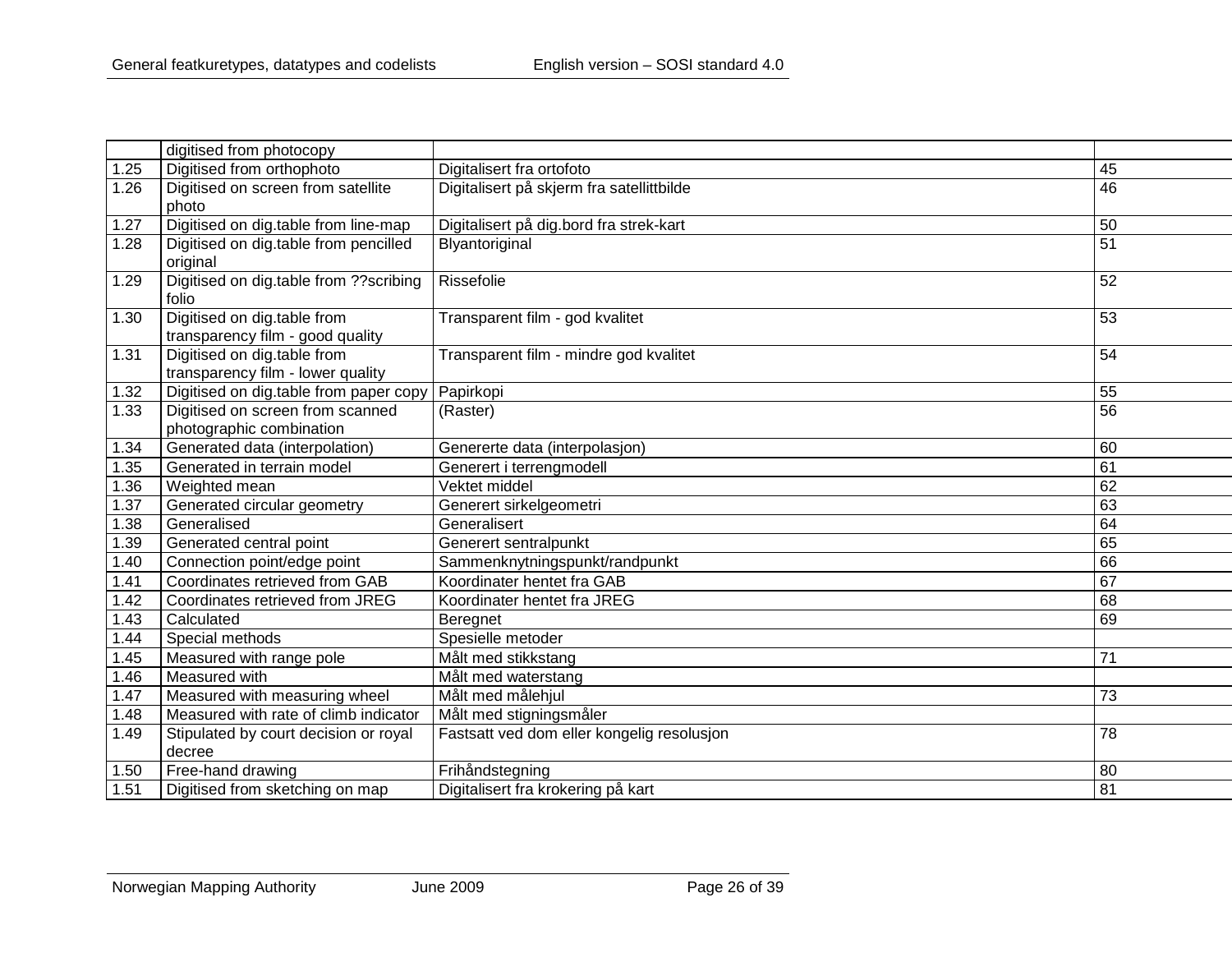| | | | |
|---|---|---|---|
| | digitised from photocopy | | |
| 1.25 | Digitised from orthophoto | Digitalisert fra ortofoto | 45 |
| 1.26 | Digitised on screen from satellite photo | Digitalisert på skjerm fra satellittbilde | 46 |
| 1.27 | Digitised on dig.table from line-map | Digitalisert på dig.bord fra strek-kart | 50 |
| 1.28 | Digitised on dig.table from pencilled original | Blyantoriginal | 51 |
| 1.29 | Digitised on dig.table from ??scribing folio | Rissefolie | 52 |
| 1.30 | Digitised on dig.table from transparency film - good quality | Transparent film - god kvalitet | 53 |
| 1.31 | Digitised on dig.table from transparency film - lower quality | Transparent film - mindre god kvalitet | 54 |
| 1.32 | Digitised on dig.table from paper copy | Papirkopi | 55 |
| 1.33 | Digitised on screen from scanned photographic combination | (Raster) | 56 |
| 1.34 | Generated data (interpolation) | Genererte data (interpolasjon) | 60 |
| 1.35 | Generated in terrain model | Generert i terrengmodell | 61 |
| 1.36 | Weighted mean | Vektet middel | 62 |
| 1.37 | Generated circular geometry | Generert sirkelgeometri | 63 |
| 1.38 | Generalised | Generalisert | 64 |
| 1.39 | Generated central point | Generert sentralpunkt | 65 |
| 1.40 | Connection point/edge point | Sammenknytningspunkt/randpunkt | 66 |
| 1.41 | Coordinates retrieved from GAB | Koordinater hentet fra GAB | 67 |
| 1.42 | Coordinates retrieved from JREG | Koordinater hentet fra JREG | 68 |
| 1.43 | Calculated | Beregnet | 69 |
| 1.44 | Special methods | Spesielle metoder | |
| 1.45 | Measured with range pole | Målt med stikkstang | 71 |
| 1.46 | Measured with | Målt med waterstang | |
| 1.47 | Measured with measuring wheel | Målt med målehjul | 73 |
| 1.48 | Measured with rate of climb indicator | Målt med stigningsmåler | |
| 1.49 | Stipulated by court decision or royal decree | Fastsatt ved dom eller kongelig resolusjon | 78 |
| 1.50 | Free-hand drawing | Frihåndstegning | 80 |
| 1.51 | Digitised from sketching on map | Digitalisert fra krokering på kart | 81 |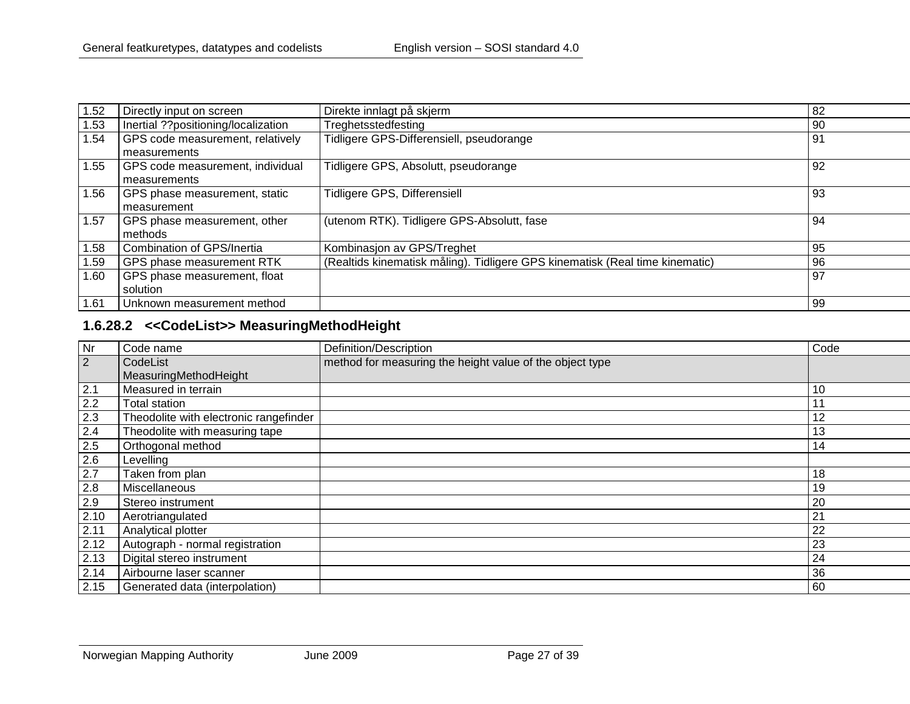| | | | |
|---|---|---|---|
| 1.52 | Directly input on screen | Direkte innlagt på skjerm | 82 |
| 1.53 | Inertial ??positioning/localization | Treghetsstedfesting | 90 |
| 1.54 | GPS code measurement, relatively measurements | Tidligere GPS-Differensiell, pseudorange | 91 |
| 1.55 | GPS code measurement, individual measurements | Tidligere GPS, Absolutt, pseudorange | 92 |
| 1.56 | GPS phase measurement, static measurement | Tidligere GPS, Differensiell | 93 |
| 1.57 | GPS phase measurement, other methods | (utenom RTK). Tidligere GPS-Absolutt, fase | 94 |
| 1.58 | Combination of GPS/Inertia | Kombinasjon av GPS/Treghet | 95 |
| 1.59 | GPS phase measurement RTK | (Realtids kinematisk måling). Tidligere GPS kinematisk (Real time kinematic) | 96 |
| 1.60 | GPS phase measurement, float solution | | 97 |
| 1.61 | Unknown measurement method | | 99 |

### 1.6.28.2 <<CodeList>> MeasuringMethodHeight

| Nr | Code name | Definition/Description | Code |
|---|---|---|---|
| 2 | CodeList MeasuringMethodHeight | method for measuring the height value of the object type | |
| 2.1 | Measured in terrain | | 10 |
| 2.2 | Total station | | 11 |
| 2.3 | Theodolite with electronic rangefinder | | 12 |
| 2.4 | Theodolite with measuring tape | | 13 |
| 2.5 | Orthogonal method | | 14 |
| 2.6 | Levelling | | |
| 2.7 | Taken from plan | | 18 |
| 2.8 | Miscellaneous | | 19 |
| 2.9 | Stereo instrument | | 20 |
| 2.10 | Aerotriangulated | | 21 |
| 2.11 | Analytical plotter | | 22 |
| 2.12 | Autograph - normal registration | | 23 |
| 2.13 | Digital stereo instrument | | 24 |
| 2.14 | Airbourne laser scanner | | 36 |
| 2.15 | Generated data (interpolation) | | 60 |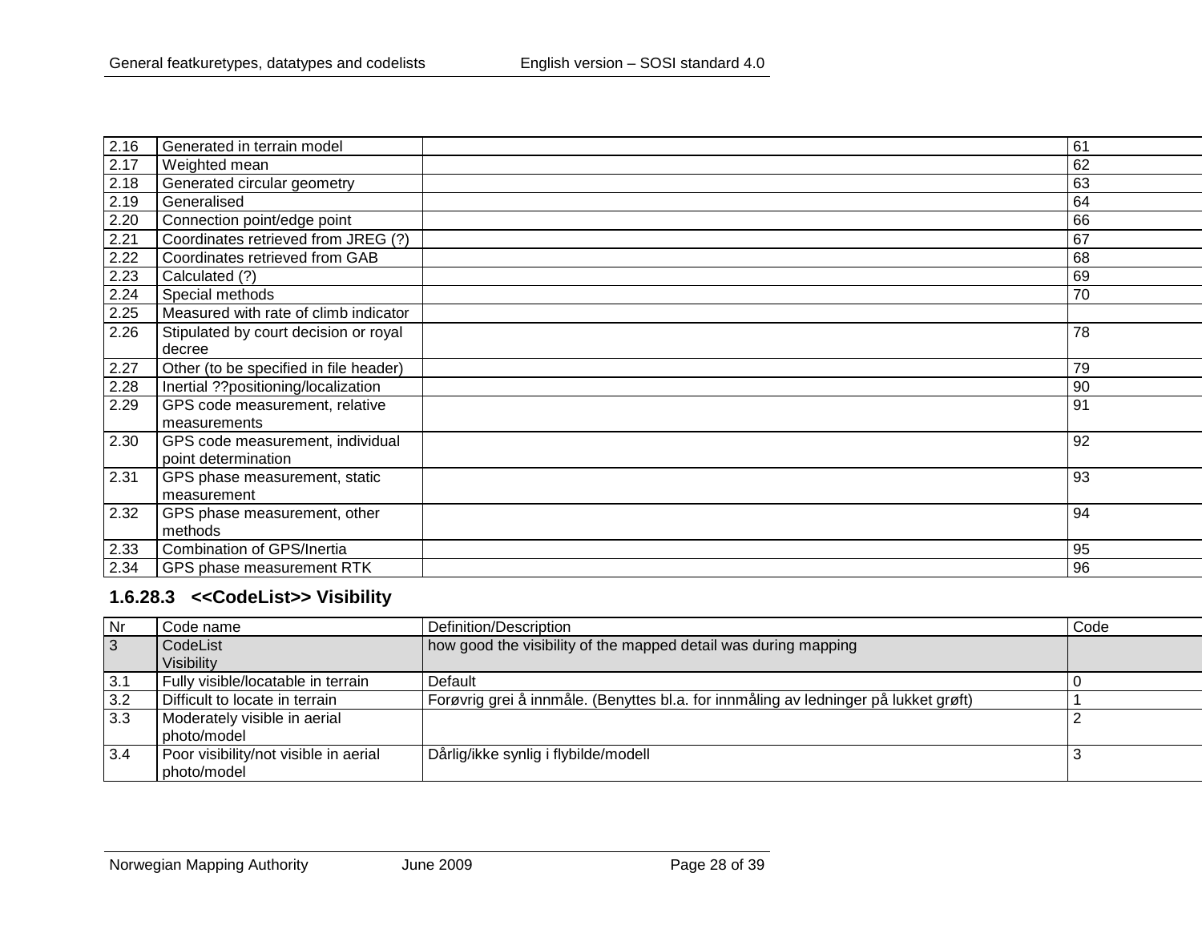| | | | |
|---|---|---|---|
| 2.16 | Generated in terrain model | | 61 |
| 2.17 | Weighted mean | | 62 |
| 2.18 | Generated circular geometry | | 63 |
| 2.19 | Generalised | | 64 |
| 2.20 | Connection point/edge point | | 66 |
| 2.21 | Coordinates retrieved from JREG (?) | | 67 |
| 2.22 | Coordinates retrieved from GAB | | 68 |
| 2.23 | Calculated (?) | | 69 |
| 2.24 | Special methods | | 70 |
| 2.25 | Measured with rate of climb indicator | | |
| 2.26 | Stipulated by court decision or royal decree | | 78 |
| 2.27 | Other (to be specified in file header) | | 79 |
| 2.28 | Inertial ??positioning/localization | | 90 |
| 2.29 | GPS code measurement, relative measurements | | 91 |
| 2.30 | GPS code measurement, individual point determination | | 92 |
| 2.31 | GPS phase measurement, static measurement | | 93 |
| 2.32 | GPS phase measurement, other methods | | 94 |
| 2.33 | Combination of GPS/Inertia | | 95 |
| 2.34 | GPS phase measurement RTK | | 96 |

### 1.6.28.3 <<CodeList>> Visibility

| Nr | Code name | Definition/Description | Code |
|---|---|---|---|
| 3 | CodeList Visibility | how good the visibility of the mapped detail was during mapping | |
| 3.1 | Fully visible/locatable in terrain | Default | 0 |
| 3.2 | Difficult to locate in terrain | Forøvrig grei å innmåle. (Benyttes bl.a. for innmåling av ledninger på lukket grøft) | 1 |
| 3.3 | Moderately visible in aerial photo/model | | 2 |
| 3.4 | Poor visibility/not visible in aerial photo/model | Dårlig/ikke synlig i flybilde/modell | 3 |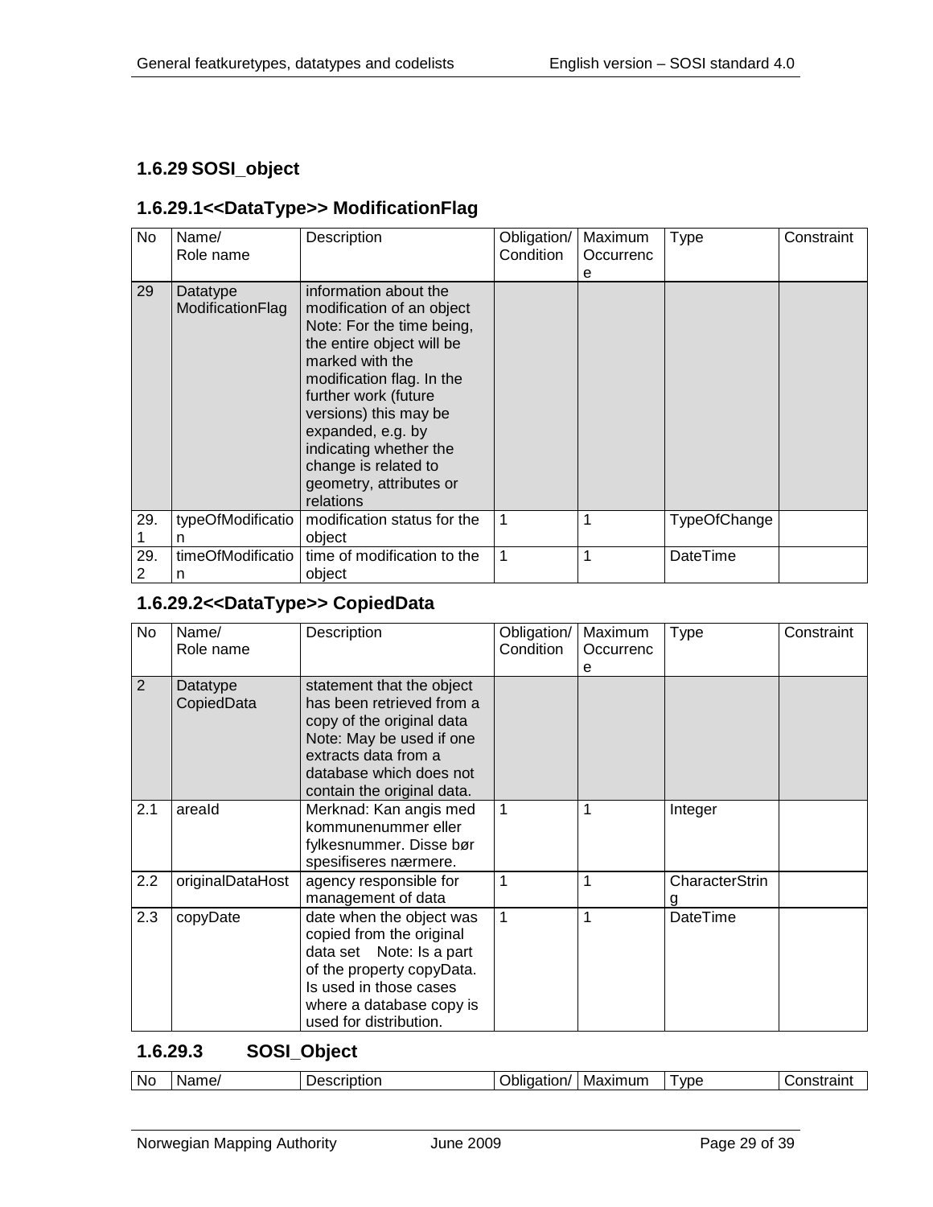### 1.6.29 SOSI_object

#### 1.6.29.1 <<DataType>> ModificationFlag

| No | Name/ Role name | Description | Obligation/ Condition | Maximum Occurrence | Type | Constraint |
|---|---|---|---|---|---|---|
| 29 | Datatype ModificationFlag | information about the modification of an object Note: For the time being, the entire object will be marked with the modification flag. In the further work (future versions) this may be expanded, e.g. by indicating whether the change is related to geometry, attributes or relations | | | | |
| 29.1 | typeOfModification | modification status for the object | 1 | 1 | TypeOfChange | |
| 29.2 | timeOfModification | time of modification to the object | 1 | 1 | DateTime | |

#### 1.6.29.2 <<DataType>> CopiedData

| No | Name/ Role name | Description | Obligation/ Condition | Maximum Occurrence | Type | Constraint |
|---|---|---|---|---|---|---|
| 2 | Datatype CopiedData | statement that the object has been retrieved from a copy of the original data Note: May be used if one extracts data from a database which does not contain the original data. | | | | |
| 2.1 | areaId | Merknad: Kan angis med kommunenummer eller fylkesnummer. Disse bør spesifiseres nærmere. | 1 | 1 | Integer | |
| 2.2 | originalDataHost | agency responsible for management of data | 1 | 1 | CharacterString | |
| 2.3 | copyDate | date when the object was copied from the original data set Note: Is a part of the property copyData. Is used in those cases where a database copy is used for distribution. | 1 | 1 | DateTime | |

#### 1.6.29.3 SOSI_Object

| No | Name/ | Description | Obligation/ | Maximum | Type | Constraint |
|---|---|---|---|---|---|---|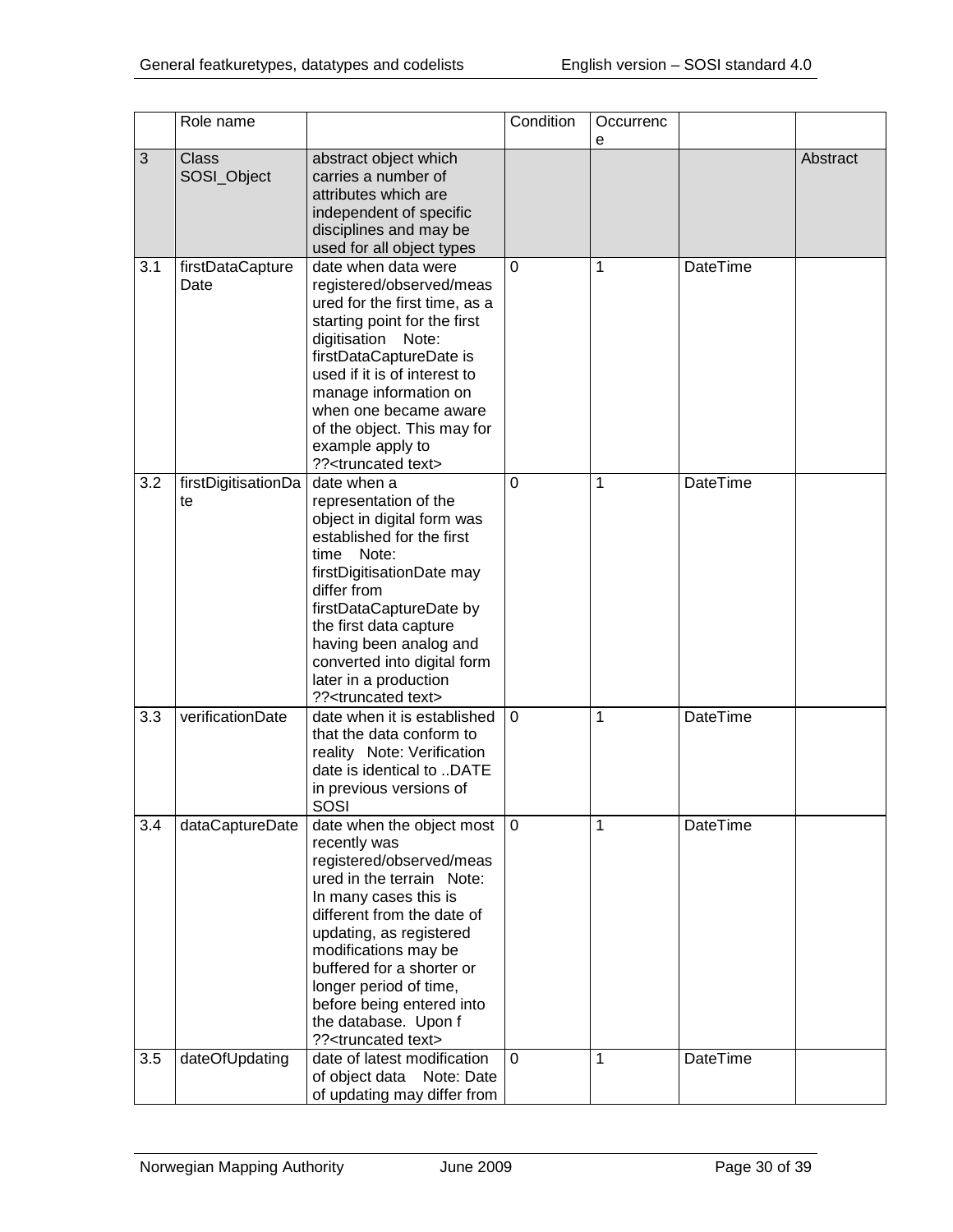|  | Role name |  | Condition | Occurrence |  |  |
|---|---|---|---|---|---|---|
| 3 | Class SOSI_Object | abstract object which carries a number of attributes which are independent of specific disciplines and may be used for all object types |  |  |  | Abstract |
| 3.1 | firstDataCaptureDate | date when data were registered/observed/measured for the first time, as a starting point for the first digitisation Note: firstDataCaptureDate is used if it is of interest to manage information on when one became aware of the object. This may for example apply to ??<truncated text> | 0 | 1 | DateTime |  |
| 3.2 | firstDigitisationDate | date when a representation of the object in digital form was established for the first time Note: firstDigitisationDate may differ from firstDataCaptureDate by the first data capture having been analog and converted into digital form later in a production ??<truncated text> | 0 | 1 | DateTime |  |
| 3.3 | verificationDate | date when it is established that the data conform to reality Note: Verification date is identical to ..DATE in previous versions of SOSI | 0 | 1 | DateTime |  |
| 3.4 | dataCaptureDate | date when the object most recently was registered/observed/measured in the terrain Note: In many cases this is different from the date of updating, as registered modifications may be buffered for a shorter or longer period of time, before being entered into the database. Upon f ??<truncated text> | 0 | 1 | DateTime |  |
| 3.5 | dateOfUpdating | date of latest modification of object data Note: Date of updating may differ from | 0 | 1 | DateTime |  |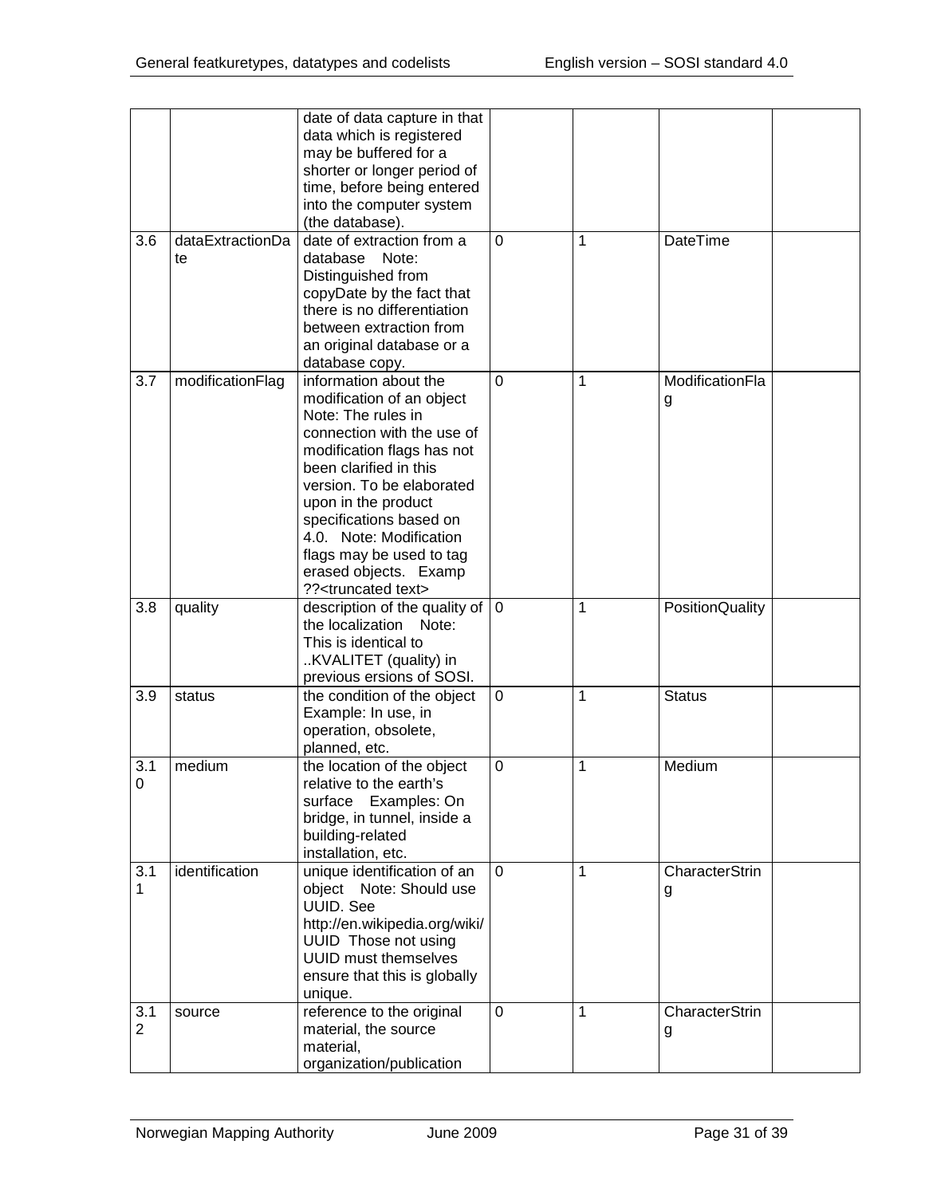|  |  |  |  |  |  |  |
|---|---|---|---|---|---|---|
|  |  | date of data capture in that data which is registered may be buffered for a shorter or longer period of time, before being entered into the computer system (the database). |  |  |  |  |
| 3.6 | dataExtractionDate | date of extraction from a database Note: Distinguished from copyDate by the fact that there is no differentiation between extraction from an original database or a database copy. | 0 | 1 | DateTime |  |
| 3.7 | modificationFlag | information about the modification of an object Note: The rules in connection with the use of modification flags has not been clarified in this version. To be elaborated upon in the product specifications based on 4.0. Note: Modification flags may be used to tag erased objects. Examp ??<truncated text> | 0 | 1 | ModificationFlag |  |
| 3.8 | quality | description of the quality of the localization Note: This is identical to ..KVALITET (quality) in previous ersions of SOSI. | 0 | 1 | PositionQuality |  |
| 3.9 | status | the condition of the object Example: In use, in operation, obsolete, planned, etc. | 0 | 1 | Status |  |
| 3.10 | medium | the location of the object relative to the earth's surface Examples: On bridge, in tunnel, inside a building-related installation, etc. | 0 | 1 | Medium |  |
| 3.11 | identification | unique identification of an object Note: Should use UUID. See http://en.wikipedia.org/wiki/UUID Those not using UUID must themselves ensure that this is globally unique. | 0 | 1 | CharacterString |  |
| 3.12 | source | reference to the original material, the source material, organization/publication | 0 | 1 | CharacterString |  |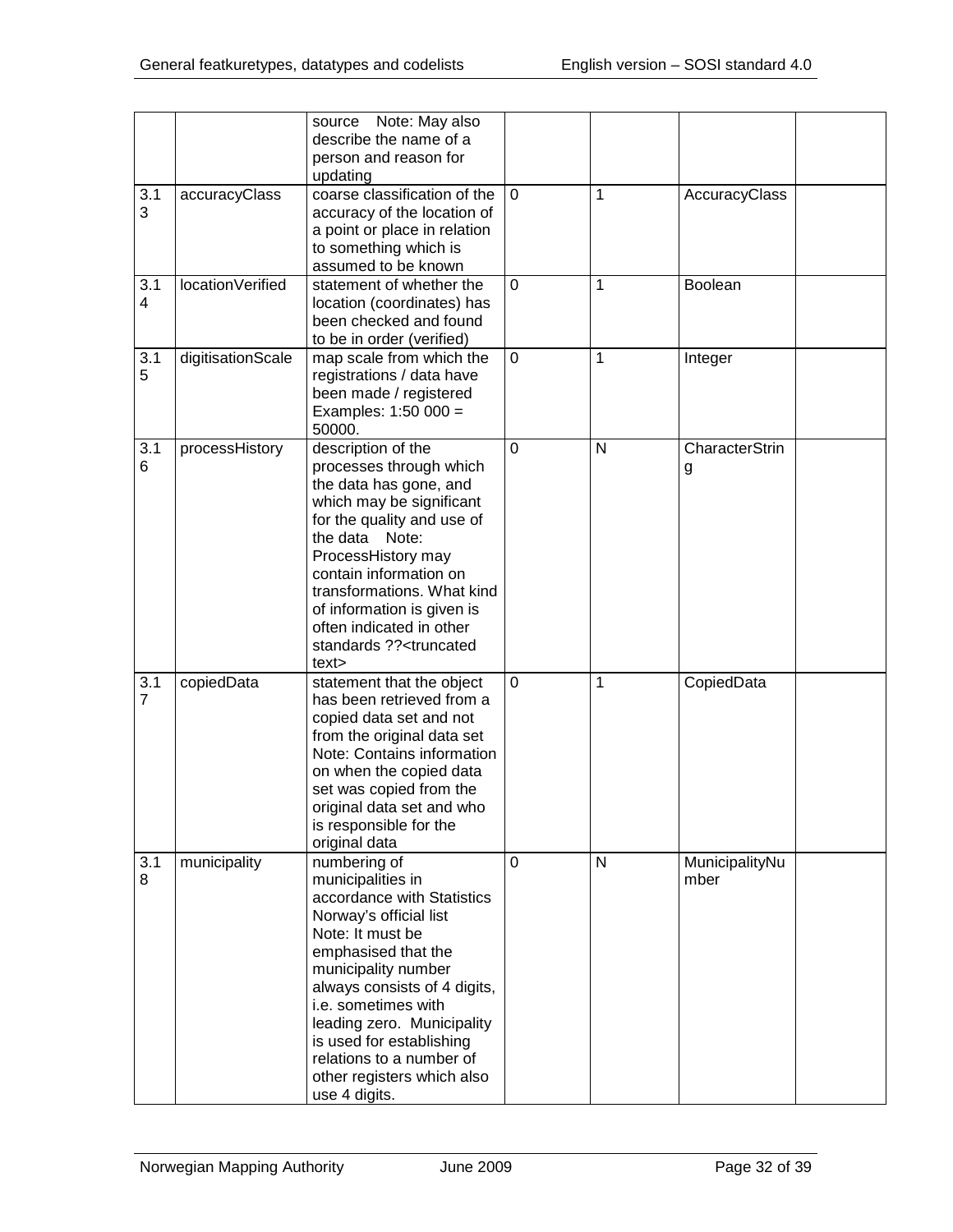| | | | | | | |
|---|---|---|---|---|---|---|
| | | source Note: May also describe the name of a person and reason for updating | | | | |
| 3.13 | accuracyClass | coarse classification of the accuracy of the location of a point or place in relation to something which is assumed to be known | 0 | 1 | AccuracyClass | |
| 3.14 | locationVerified | statement of whether the location (coordinates) has been checked and found to be in order (verified) | 0 | 1 | Boolean | |
| 3.15 | digitisationScale | map scale from which the registrations / data have been made / registered Examples: 1:50 000 = 50000. | 0 | 1 | Integer | |
| 3.16 | processHistory | description of the processes through which the data has gone, and which may be significant for the quality and use of the data Note: ProcessHistory may contain information on transformations. What kind of information is given is often indicated in other standards ??<truncated text> | 0 | N | CharacterString | |
| 3.17 | copiedData | statement that the object has been retrieved from a copied data set and not from the original data set Note: Contains information on when the copied data set was copied from the original data set and who is responsible for the original data | 0 | 1 | CopiedData | |
| 3.18 | municipality | numbering of municipalities in accordance with Statistics Norway's official list Note: It must be emphasised that the municipality number always consists of 4 digits, i.e. sometimes with leading zero. Municipality is used for establishing relations to a number of other registers which also use 4 digits. | 0 | N | MunicipalityNumber | |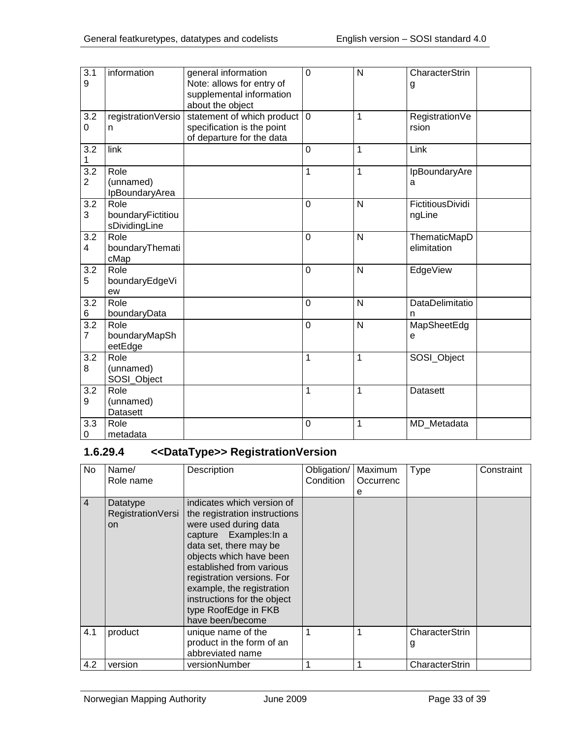| 3.19 | information | general information Note: allows for entry of supplemental information about the object | 0 | N | CharacterString | |
|---|---|---|---|---|---|---|
| 3.20 | registrationVersion | statement of which product specification is the point of departure for the data | 0 | 1 | RegistrationVersion | |
| 3.21 | link | | 0 | 1 | Link | |
| 3.22 | Role (unnamed) IpBoundaryArea | | 1 | 1 | IpBoundaryArea | |
| 3.23 | Role boundaryFictitiousDividingLine | | 0 | N | FictitiousDividingLine | |
| 3.24 | Role boundaryThematicMap | | 0 | N | ThematicMapDelimitation | |
| 3.25 | Role boundaryEdgeView | | 0 | N | EdgeView | |
| 3.26 | Role boundaryData | | 0 | N | DataDelimitation | |
| 3.27 | Role boundaryMapSheetEdge | | 0 | N | MapSheetEdge | |
| 3.28 | Role (unnamed) SOSI_Object | | 1 | 1 | SOSI_Object | |
| 3.29 | Role (unnamed) Datasett | | 1 | 1 | Datasett | |
| 3.30 | Role metadata | | 0 | 1 | MD_Metadata | |

### 1.6.29.4 <<DataType>> RegistrationVersion

| No | Name/ Role name | Description | Obligation/ Condition | Maximum Occurrence | Type | Constraint |
|---|---|---|---|---|---|---|
| 4 | Datatype RegistrationVersion | indicates which version of the registration instructions were used during data capture Examples:In a data set, there may be objects which have been established from various registration versions. For example, the registration instructions for the object type RoofEdge in FKB have been/become | | | | |
| 4.1 | product | unique name of the product in the form of an abbreviated name | 1 | 1 | CharacterString | |
| 4.2 | version | versionNumber | 1 | 1 | CharacterStrin | |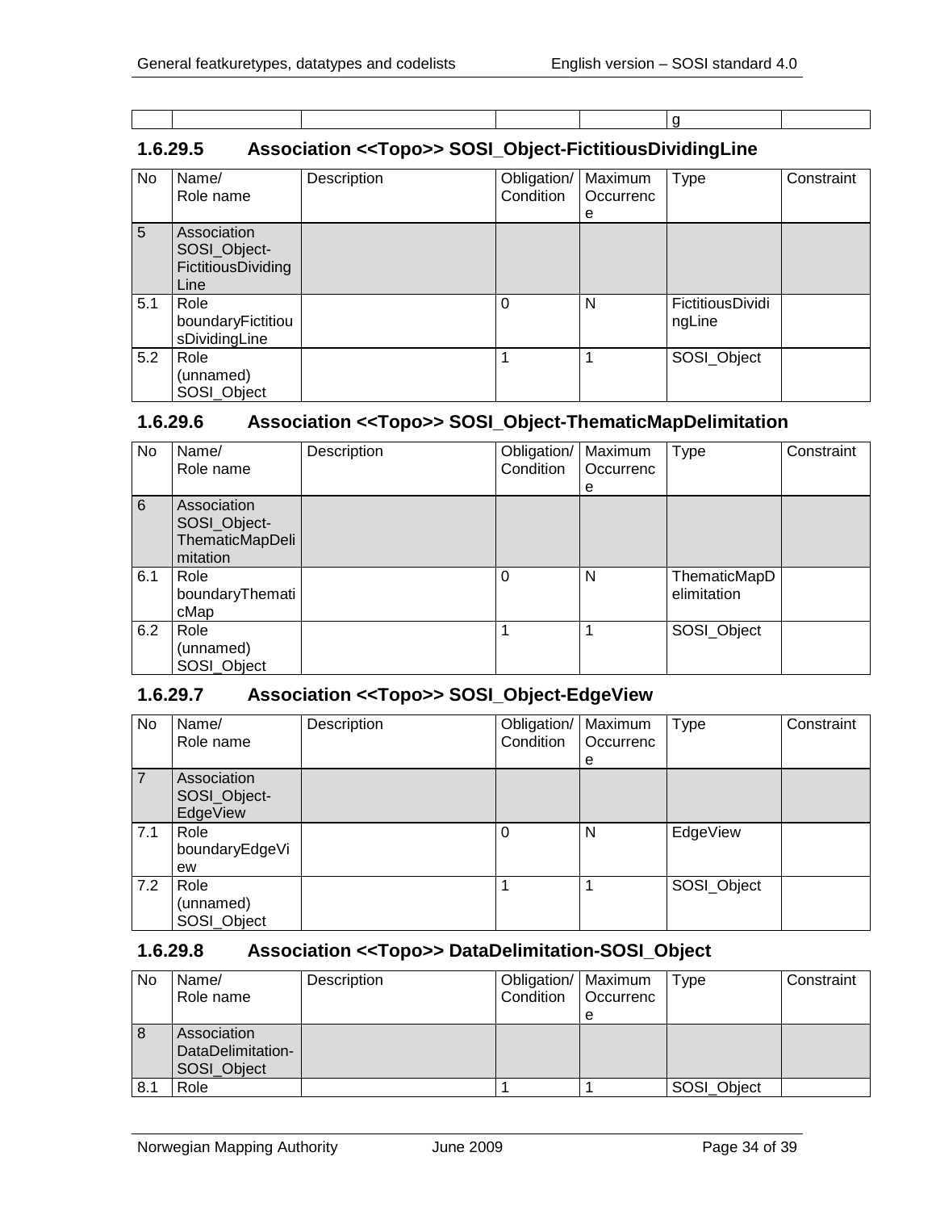| | | | | | g | |
|---|---|---|---|---|---|---|

### 1.6.29.5 Association <<Topo>> SOSI_Object-FictitiousDividingLine

| No | Name/ Role name | Description | Obligation/ Condition | Maximum Occurrence | Type | Constraint |
|---|---|---|---|---|---|---|
| 5 | Association SOSI_Object-FictitiousDividingLine | | | | | |
| 5.1 | Role boundaryFictitiousDividingLine | | 0 | N | FictitiousDividingLine | |
| 5.2 | Role (unnamed) SOSI_Object | | 1 | 1 | SOSI_Object | |

### 1.6.29.6 Association <<Topo>> SOSI_Object-ThematicMapDelimitation

| No | Name/ Role name | Description | Obligation/ Condition | Maximum Occurrence | Type | Constraint |
|---|---|---|---|---|---|---|
| 6 | Association SOSI_Object-ThematicMapDelimitation | | | | | |
| 6.1 | Role boundaryThematicMap | | 0 | N | ThematicMapDelimitation | |
| 6.2 | Role (unnamed) SOSI_Object | | 1 | 1 | SOSI_Object | |

### 1.6.29.7 Association <<Topo>> SOSI_Object-EdgeView

| No | Name/ Role name | Description | Obligation/ Condition | Maximum Occurrence | Type | Constraint |
|---|---|---|---|---|---|---|
| 7 | Association SOSI_Object-EdgeView | | | | | |
| 7.1 | Role boundaryEdgeView | | 0 | N | EdgeView | |
| 7.2 | Role (unnamed) SOSI_Object | | 1 | 1 | SOSI_Object | |

### 1.6.29.8 Association <<Topo>> DataDelimitation-SOSI_Object

| No | Name/ Role name | Description | Obligation/ Condition | Maximum Occurrence | Type | Constraint |
|---|---|---|---|---|---|---|
| 8 | Association DataDelimitation-SOSI_Object | | | | | |
| 8.1 | Role | | 1 | 1 | SOSI_Object | |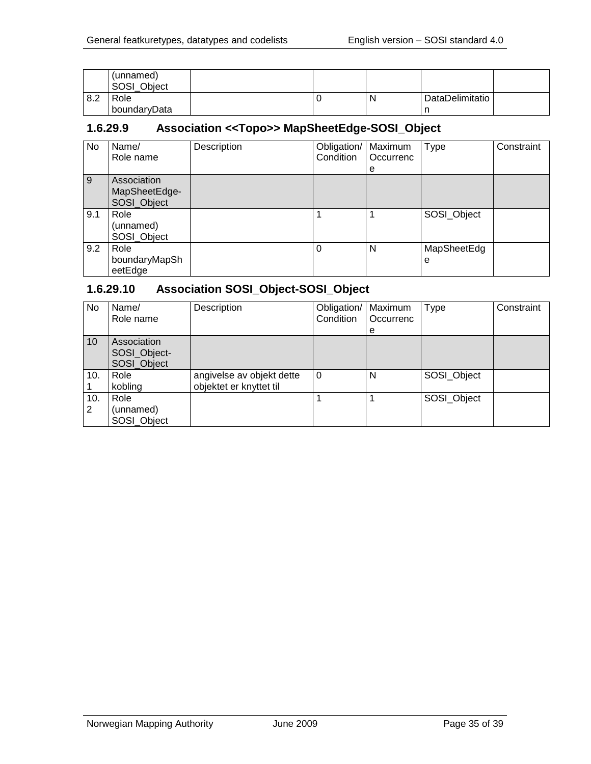| | (unnamed) SOSI_Object | | | | | |
|---|---|---|---|---|---|---|
| 8.2 | Role boundaryData | | 0 | N | DataDelimitation | |

### 1.6.29.9 Association <<Topo>> MapSheetEdge-SOSI_Object

| No | Name/ Role name | Description | Obligation/ Condition | Maximum Occurrence | Type | Constraint |
|---|---|---|---|---|---|---|
| 9 | Association MapSheetEdge-SOSI_Object | | | | | |
| 9.1 | Role (unnamed) SOSI_Object | | 1 | 1 | SOSI_Object | |
| 9.2 | Role boundaryMapSheetEdge | | 0 | N | MapSheetEdge | |

### 1.6.29.10 Association SOSI_Object-SOSI_Object

| No | Name/ Role name | Description | Obligation/ Condition | Maximum Occurrence | Type | Constraint |
|---|---|---|---|---|---|---|
| 10 | Association SOSI_Object-SOSI_Object | | | | | |
| 10.1 | Role kobling | angivelse av objekt dette objektet er knyttet til | 0 | N | SOSI_Object | |
| 10.2 | Role (unnamed) SOSI_Object | | 1 | 1 | SOSI_Object | |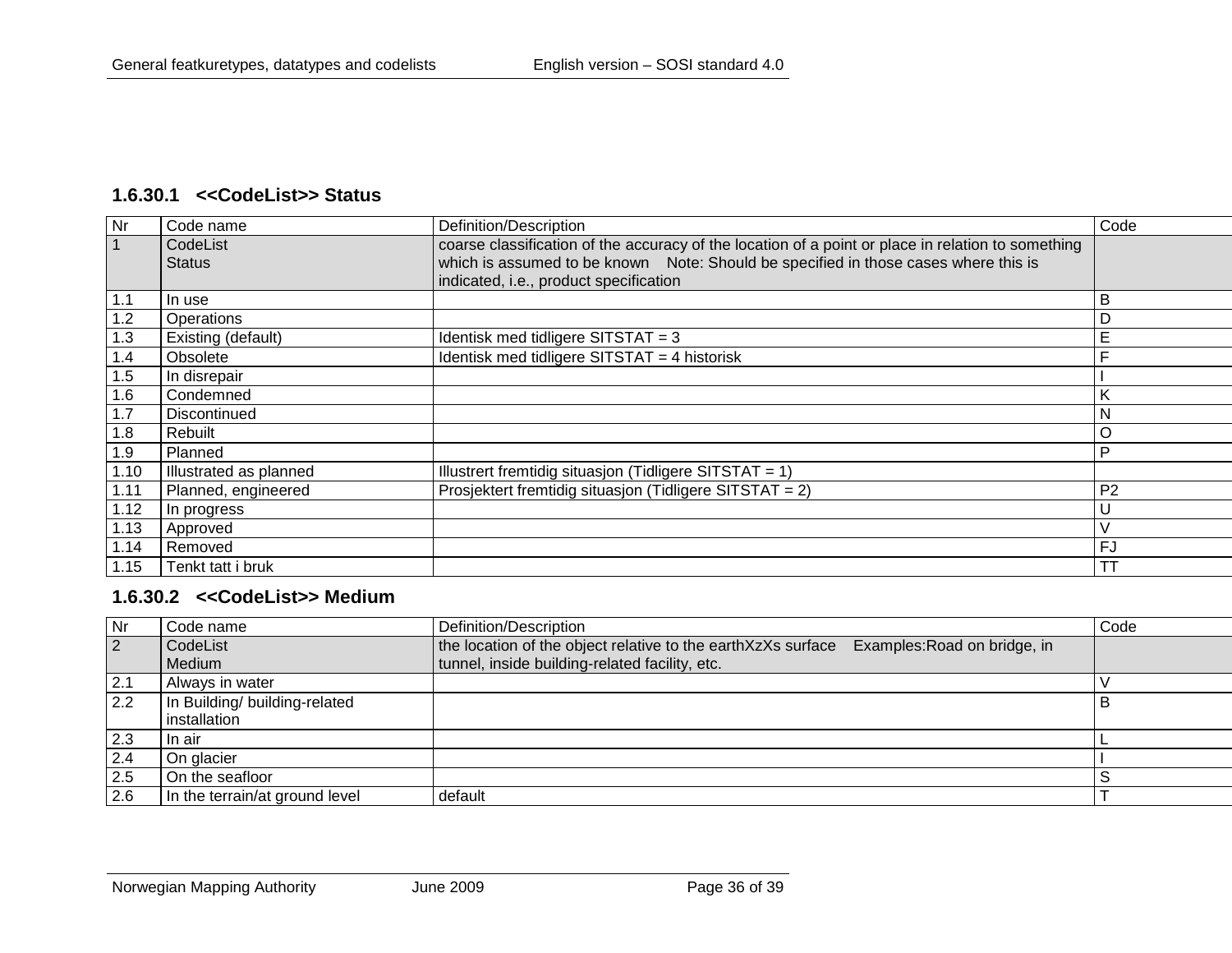### 1.6.30.1 <<CodeList>> Status

| Nr | Code name | Definition/Description | Code |
|---|---|---|---|
| 1 | CodeList Status | coarse classification of the accuracy of the location of a point or place in relation to something which is assumed to be known Note: Should be specified in those cases where this is indicated, i.e., product specification | |
| 1.1 | In use | | B |
| 1.2 | Operations | | D |
| 1.3 | Existing (default) | Identisk med tidligere SITSTAT = 3 | E |
| 1.4 | Obsolete | Identisk med tidligere SITSTAT = 4 historisk | F |
| 1.5 | In disrepair | | I |
| 1.6 | Condemned | | K |
| 1.7 | Discontinued | | N |
| 1.8 | Rebuilt | | O |
| 1.9 | Planned | | P |
| 1.10 | Illustrated as planned | Illustrert fremtidig situasjon (Tidligere SITSTAT = 1) | |
| 1.11 | Planned, engineered | Prosjektert fremtidig situasjon (Tidligere SITSTAT = 2) | P2 |
| 1.12 | In progress | | U |
| 1.13 | Approved | | V |
| 1.14 | Removed | | FJ |
| 1.15 | Tenkt tatt i bruk | | TT |

### 1.6.30.2 <<CodeList>> Medium

| Nr | Code name | Definition/Description | Code |
|---|---|---|---|
| 2 | CodeList Medium | the location of the object relative to the earthXzXs surface Examples:Road on bridge, in tunnel, inside building-related facility, etc. | |
| 2.1 | Always in water | | V |
| 2.2 | In Building/ building-related installation | | B |
| 2.3 | In air | | L |
| 2.4 | On glacier | | I |
| 2.5 | On the seafloor | | S |
| 2.6 | In the terrain/at ground level | default | T |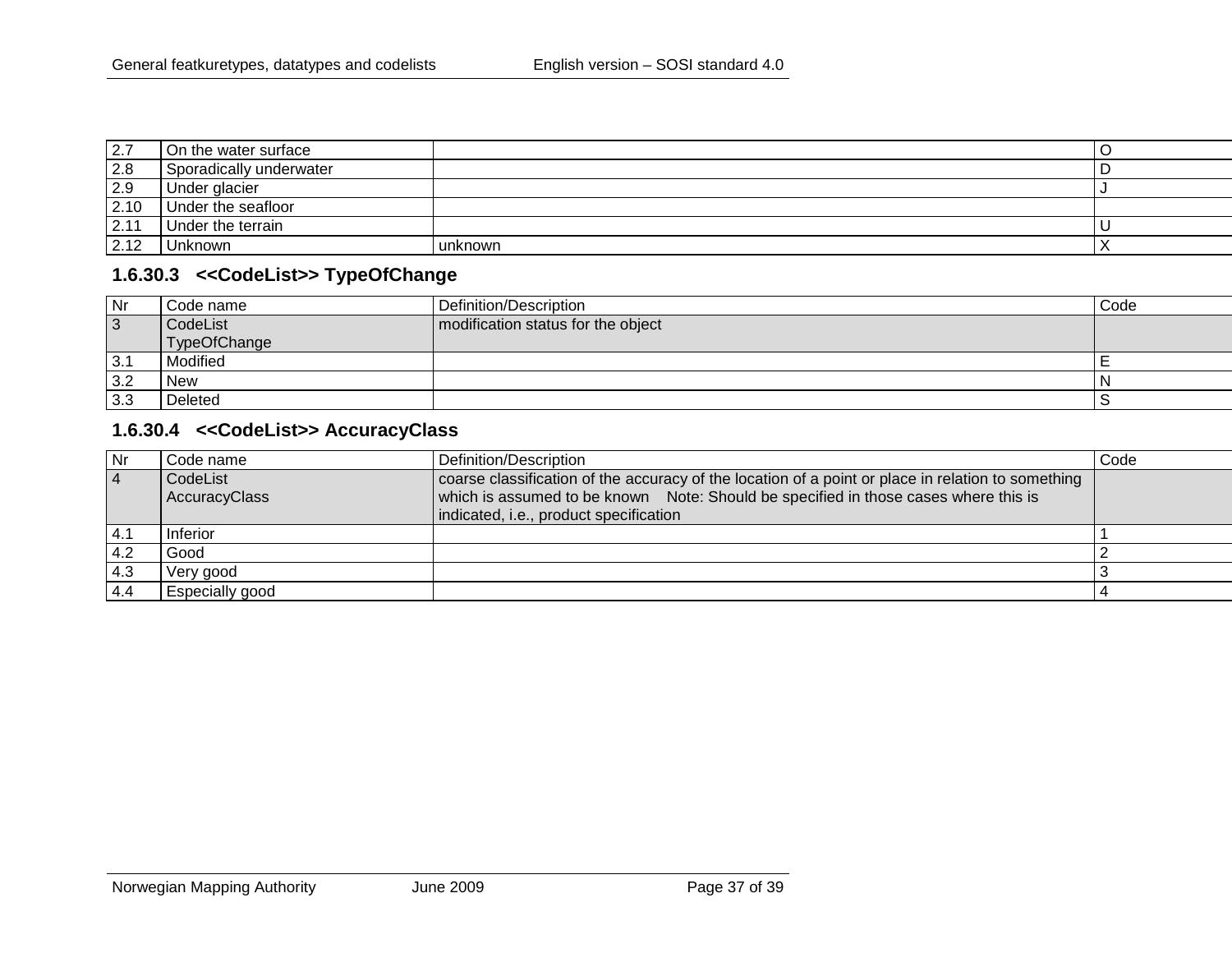| | | | |
|---|---|---|---|
| 2.7 | On the water surface | | O |
| 2.8 | Sporadically underwater | | D |
| 2.9 | Under glacier | | J |
| 2.10 | Under the seafloor | | |
| 2.11 | Under the terrain | | U |
| 2.12 | Unknown | unknown | X |

### 1.6.30.3 <<CodeList>> TypeOfChange

| Nr | Code name | Definition/Description | Code |
|---|---|---|---|
| 3 | CodeList TypeOfChange | modification status for the object | |
| 3.1 | Modified | | E |
| 3.2 | New | | N |
| 3.3 | Deleted | | S |

### 1.6.30.4 <<CodeList>> AccuracyClass

| Nr | Code name | Definition/Description | Code |
|---|---|---|---|
| 4 | CodeList AccuracyClass | coarse classification of the accuracy of the location of a point or place in relation to something which is assumed to be known Note: Should be specified in those cases where this is indicated, i.e., product specification | |
| 4.1 | Inferior | | 1 |
| 4.2 | Good | | 2 |
| 4.3 | Very good | | 3 |
| 4.4 | Especially good | | 4 |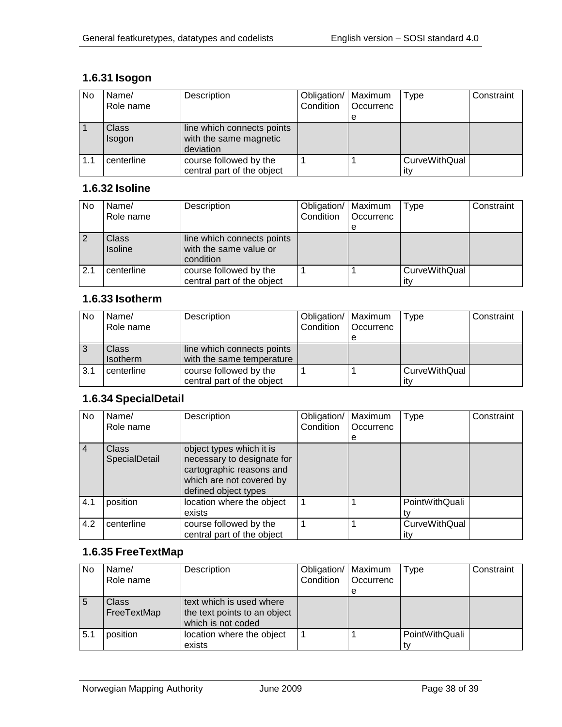### 1.6.31 Isogon

| No | Name/ Role name | Description | Obligation/ Condition | Maximum Occurrence | Type | Constraint |
|---|---|---|---|---|---|---|
| 1 | Class Isogon | line which connects points with the same magnetic deviation | | | | |
| 1.1 | centerline | course followed by the central part of the object | 1 | 1 | CurveWithQuality | |

### 1.6.32 Isoline

| No | Name/ Role name | Description | Obligation/ Condition | Maximum Occurrence | Type | Constraint |
|---|---|---|---|---|---|---|
| 2 | Class Isoline | line which connects points with the same value or condition | | | | |
| 2.1 | centerline | course followed by the central part of the object | 1 | 1 | CurveWithQuality | |

### 1.6.33 Isotherm

| No | Name/ Role name | Description | Obligation/ Condition | Maximum Occurrence | Type | Constraint |
|---|---|---|---|---|---|---|
| 3 | Class Isotherm | line which connects points with the same temperature | | | | |
| 3.1 | centerline | course followed by the central part of the object | 1 | 1 | CurveWithQuality | |

### 1.6.34 SpecialDetail

| No | Name/ Role name | Description | Obligation/ Condition | Maximum Occurrence | Type | Constraint |
|---|---|---|---|---|---|---|
| 4 | Class SpecialDetail | object types which it is necessary to designate for cartographic reasons and which are not covered by defined object types | | | | |
| 4.1 | position | location where the object exists | 1 | 1 | PointWithQuality | |
| 4.2 | centerline | course followed by the central part of the object | 1 | 1 | CurveWithQuality | |

### 1.6.35 FreeTextMap

| No | Name/ Role name | Description | Obligation/ Condition | Maximum Occurrence | Type | Constraint |
|---|---|---|---|---|---|---|
| 5 | Class FreeTextMap | text which is used where the text points to an object which is not coded | | | | |
| 5.1 | position | location where the object exists | 1 | 1 | PointWithQuality | |